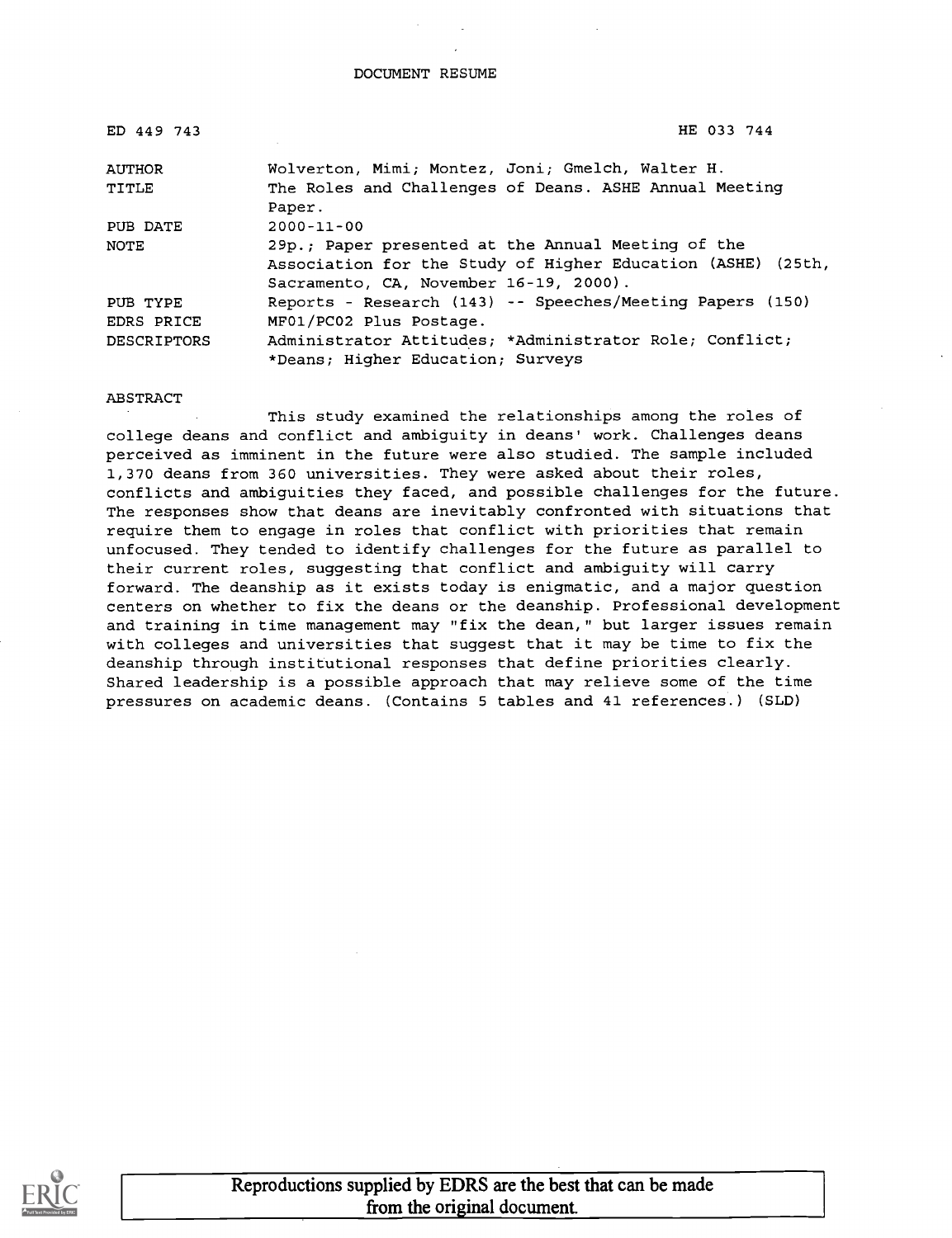DOCUMENT RESUME

| | |
|---|---|
| ED 449 743 | HE 033 744 |
| AUTHOR | Wolverton, Mimi; Montez, Joni; Gmelch, Walter H. |
| TITLE | The Roles and Challenges of Deans. ASHE Annual Meeting Paper. |
| PUB DATE | 2000-11-00 |
| NOTE | 29p.; Paper presented at the Annual Meeting of the Association for the Study of Higher Education (ASHE) (25th, Sacramento, CA, November 16-19, 2000). |
| PUB TYPE | Reports - Research (143) -- Speeches/Meeting Papers (150) |
| EDRS PRICE | MF01/PC02 Plus Postage. |
| DESCRIPTORS | Administrator Attitudes; *Administrator Role; Conflict; *Deans; Higher Education; Surveys |

ABSTRACT

This study examined the relationships among the roles of college deans and conflict and ambiguity in deans' work. Challenges deans perceived as imminent in the future were also studied. The sample included 1,370 deans from 360 universities. They were asked about their roles, conflicts and ambiguities they faced, and possible challenges for the future. The responses show that deans are inevitably confronted with situations that require them to engage in roles that conflict with priorities that remain unfocused. They tended to identify challenges for the future as parallel to their current roles, suggesting that conflict and ambiguity will carry forward. The deanship as it exists today is enigmatic, and a major question centers on whether to fix the deans or the deanship. Professional development and training in time management may "fix the dean," but larger issues remain with colleges and universities that suggest that it may be time to fix the deanship through institutional responses that define priorities clearly. Shared leadership is a possible approach that may relieve some of the time pressures on academic deans. (Contains 5 tables and 41 references.) (SLD)

Reproductions supplied by EDRS are the best that can be made from the original document.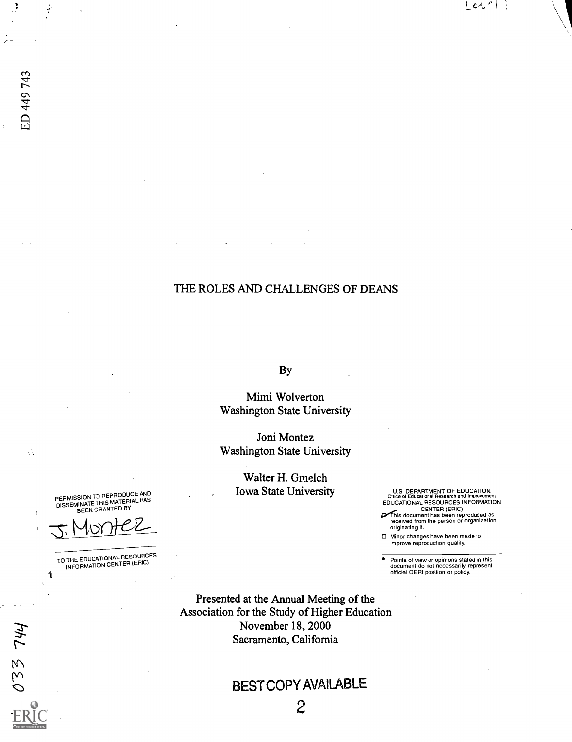# THE ROLES AND CHALLENGES OF DEANS

By

Mimi Wolverton
Washington State University

Joni Montez
Washington State University

Walter H. Gmelch
Iowa State University

PERMISSION TO REPRODUCE AND DISSEMINATE THIS MATERIAL HAS BEEN GRANTED BY

J. Montez

TO THE EDUCATIONAL RESOURCES INFORMATION CENTER (ERIC)

U.S. DEPARTMENT OF EDUCATION
Office of Educational Research and Improvement
EDUCATIONAL RESOURCES INFORMATION CENTER (ERIC)

- This document has been reproduced as received from the person or organization originating it.
- Minor changes have been made to improve reproduction quality.

- Points of view or opinions stated in this document do not necessarily represent official OERI position or policy.

Presented at the Annual Meeting of the
Association for the Study of Higher Education
November 18, 2000
Sacramento, California

BEST COPY AVAILABLE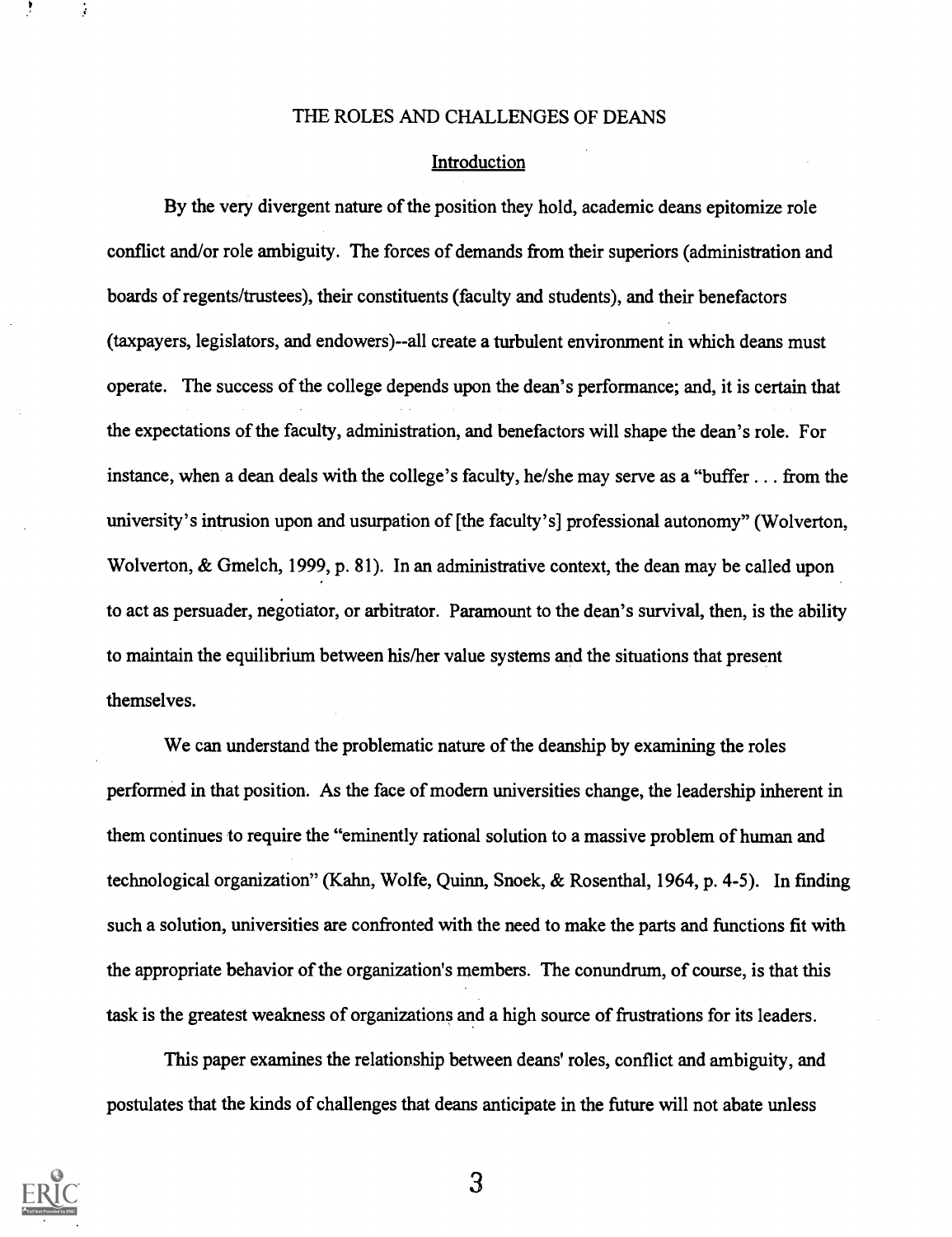# THE ROLES AND CHALLENGES OF DEANS

## Introduction

By the very divergent nature of the position they hold, academic deans epitomize role conflict and/or role ambiguity. The forces of demands from their superiors (administration and boards of regents/trustees), their constituents (faculty and students), and their benefactors (taxpayers, legislators, and endowers)--all create a turbulent environment in which deans must operate. The success of the college depends upon the dean's performance; and, it is certain that the expectations of the faculty, administration, and benefactors will shape the dean's role. For instance, when a dean deals with the college's faculty, he/she may serve as a "buffer . . . from the university's intrusion upon and usurpation of [the faculty's] professional autonomy" (Wolverton, Wolverton, & Gmelch, 1999, p. 81). In an administrative context, the dean may be called upon to act as persuader, negotiator, or arbitrator. Paramount to the dean's survival, then, is the ability to maintain the equilibrium between his/her value systems and the situations that present themselves.

We can understand the problematic nature of the deanship by examining the roles performed in that position. As the face of modern universities change, the leadership inherent in them continues to require the "eminently rational solution to a massive problem of human and technological organization" (Kahn, Wolfe, Quinn, Snoek, & Rosenthal, 1964, p. 4-5). In finding such a solution, universities are confronted with the need to make the parts and functions fit with the appropriate behavior of the organization's members. The conundrum, of course, is that this task is the greatest weakness of organizations and a high source of frustrations for its leaders.

This paper examines the relationship between deans' roles, conflict and ambiguity, and postulates that the kinds of challenges that deans anticipate in the future will not abate unless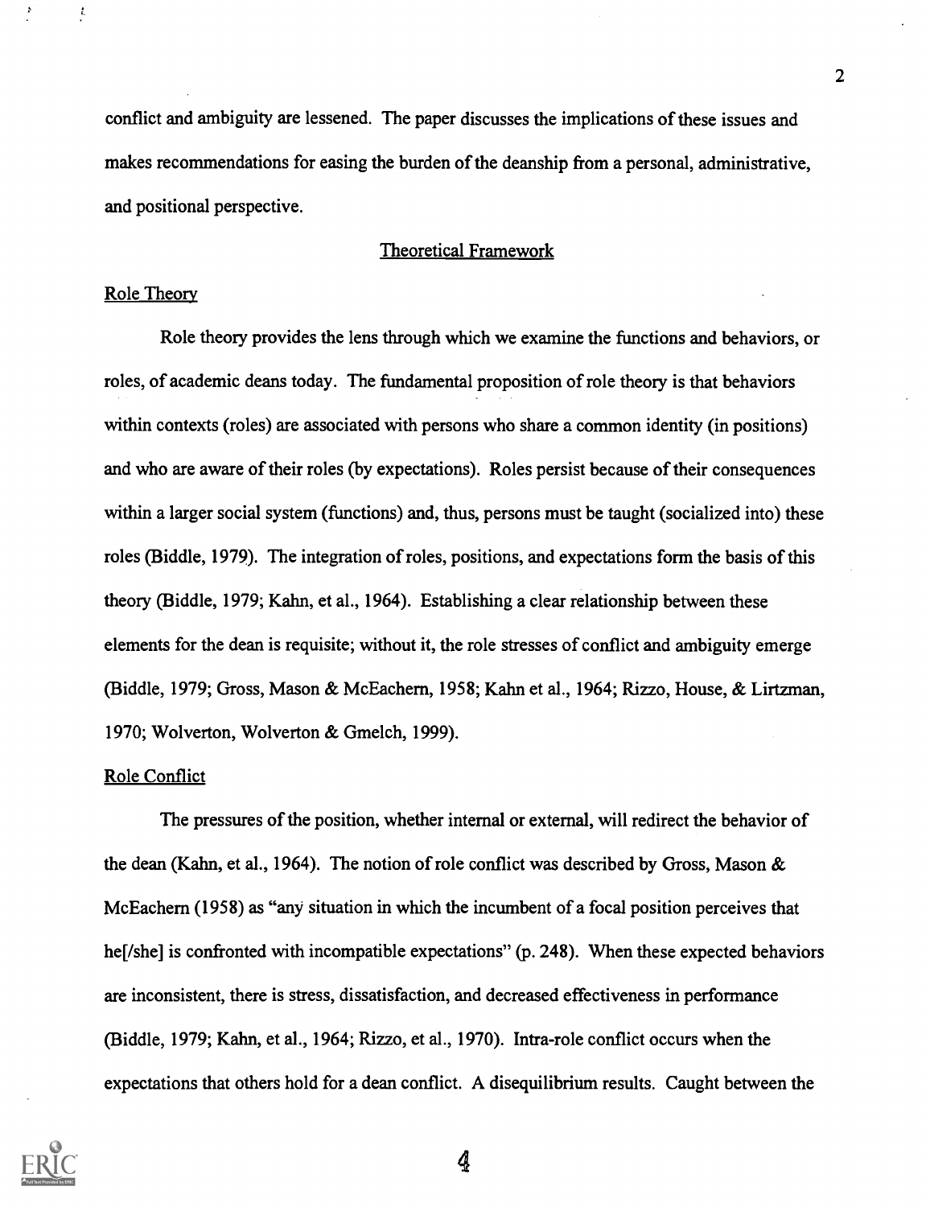conflict and ambiguity are lessened. The paper discusses the implications of these issues and makes recommendations for easing the burden of the deanship from a personal, administrative, and positional perspective.

## Theoretical Framework

### Role Theory

Role theory provides the lens through which we examine the functions and behaviors, or roles, of academic deans today. The fundamental proposition of role theory is that behaviors within contexts (roles) are associated with persons who share a common identity (in positions) and who are aware of their roles (by expectations). Roles persist because of their consequences within a larger social system (functions) and, thus, persons must be taught (socialized into) these roles (Biddle, 1979). The integration of roles, positions, and expectations form the basis of this theory (Biddle, 1979; Kahn, et al., 1964). Establishing a clear relationship between these elements for the dean is requisite; without it, the role stresses of conflict and ambiguity emerge (Biddle, 1979; Gross, Mason & McEachern, 1958; Kahn et al., 1964; Rizzo, House, & Lirtzman, 1970; Wolverton, Wolverton & Gmelch, 1999).

### Role Conflict

The pressures of the position, whether internal or external, will redirect the behavior of the dean (Kahn, et al., 1964). The notion of role conflict was described by Gross, Mason & McEachern (1958) as "any situation in which the incumbent of a focal position perceives that he[/she] is confronted with incompatible expectations" (p. 248). When these expected behaviors are inconsistent, there is stress, dissatisfaction, and decreased effectiveness in performance (Biddle, 1979; Kahn, et al., 1964; Rizzo, et al., 1970). Intra-role conflict occurs when the expectations that others hold for a dean conflict. A disequilibrium results. Caught between the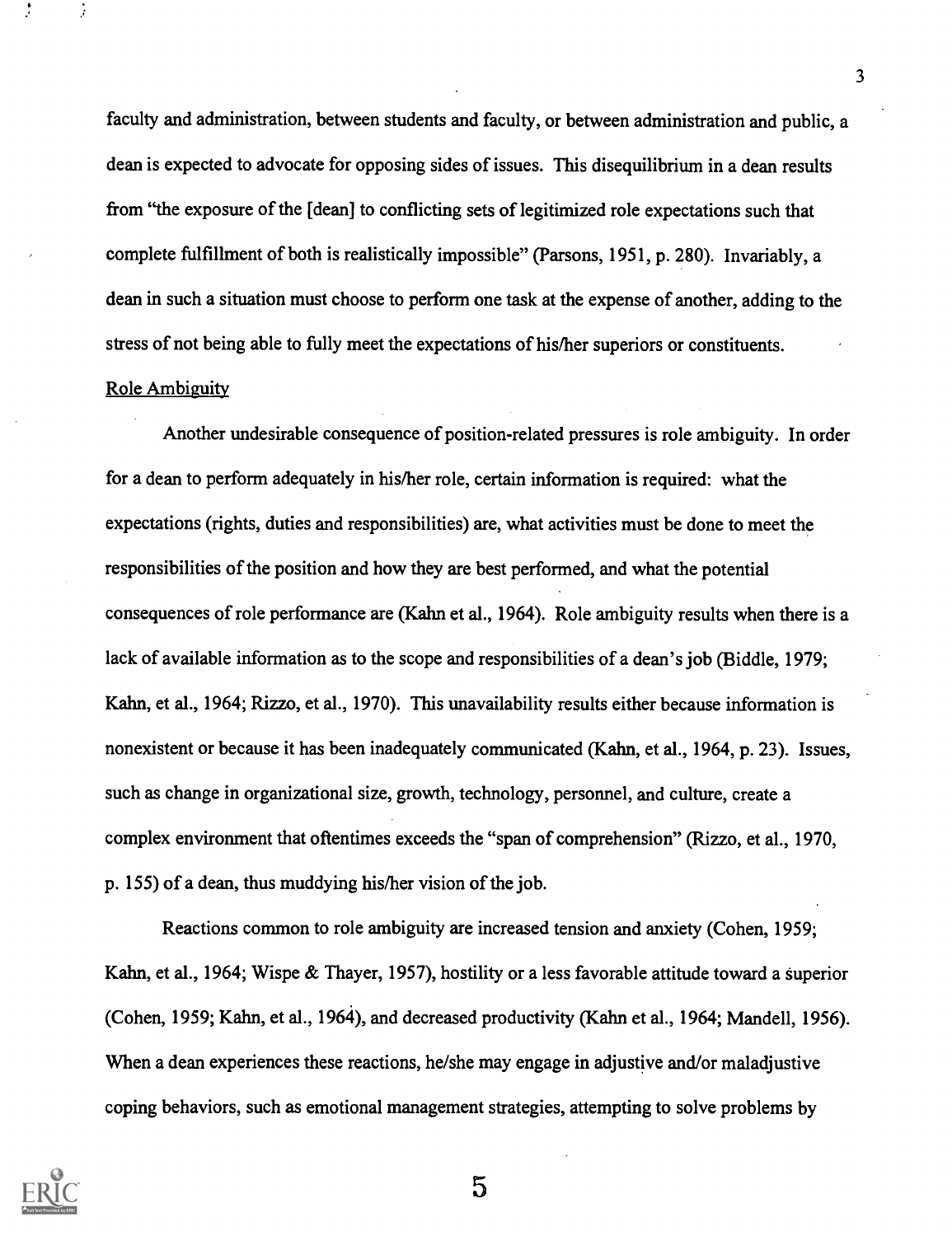faculty and administration, between students and faculty, or between administration and public, a dean is expected to advocate for opposing sides of issues. This disequilibrium in a dean results from "the exposure of the [dean] to conflicting sets of legitimized role expectations such that complete fulfillment of both is realistically impossible" (Parsons, 1951, p. 280). Invariably, a dean in such a situation must choose to perform one task at the expense of another, adding to the stress of not being able to fully meet the expectations of his/her superiors or constituents.

### Role Ambiguity

Another undesirable consequence of position-related pressures is role ambiguity. In order for a dean to perform adequately in his/her role, certain information is required: what the expectations (rights, duties and responsibilities) are, what activities must be done to meet the responsibilities of the position and how they are best performed, and what the potential consequences of role performance are (Kahn et al., 1964). Role ambiguity results when there is a lack of available information as to the scope and responsibilities of a dean's job (Biddle, 1979; Kahn, et al., 1964; Rizzo, et al., 1970). This unavailability results either because information is nonexistent or because it has been inadequately communicated (Kahn, et al., 1964, p. 23). Issues, such as change in organizational size, growth, technology, personnel, and culture, create a complex environment that oftentimes exceeds the "span of comprehension" (Rizzo, et al., 1970, p. 155) of a dean, thus muddying his/her vision of the job.

Reactions common to role ambiguity are increased tension and anxiety (Cohen, 1959; Kahn, et al., 1964; Wispe & Thayer, 1957), hostility or a less favorable attitude toward a superior (Cohen, 1959; Kahn, et al., 1964), and decreased productivity (Kahn et al., 1964; Mandell, 1956). When a dean experiences these reactions, he/she may engage in adjustive and/or maladjustive coping behaviors, such as emotional management strategies, attempting to solve problems by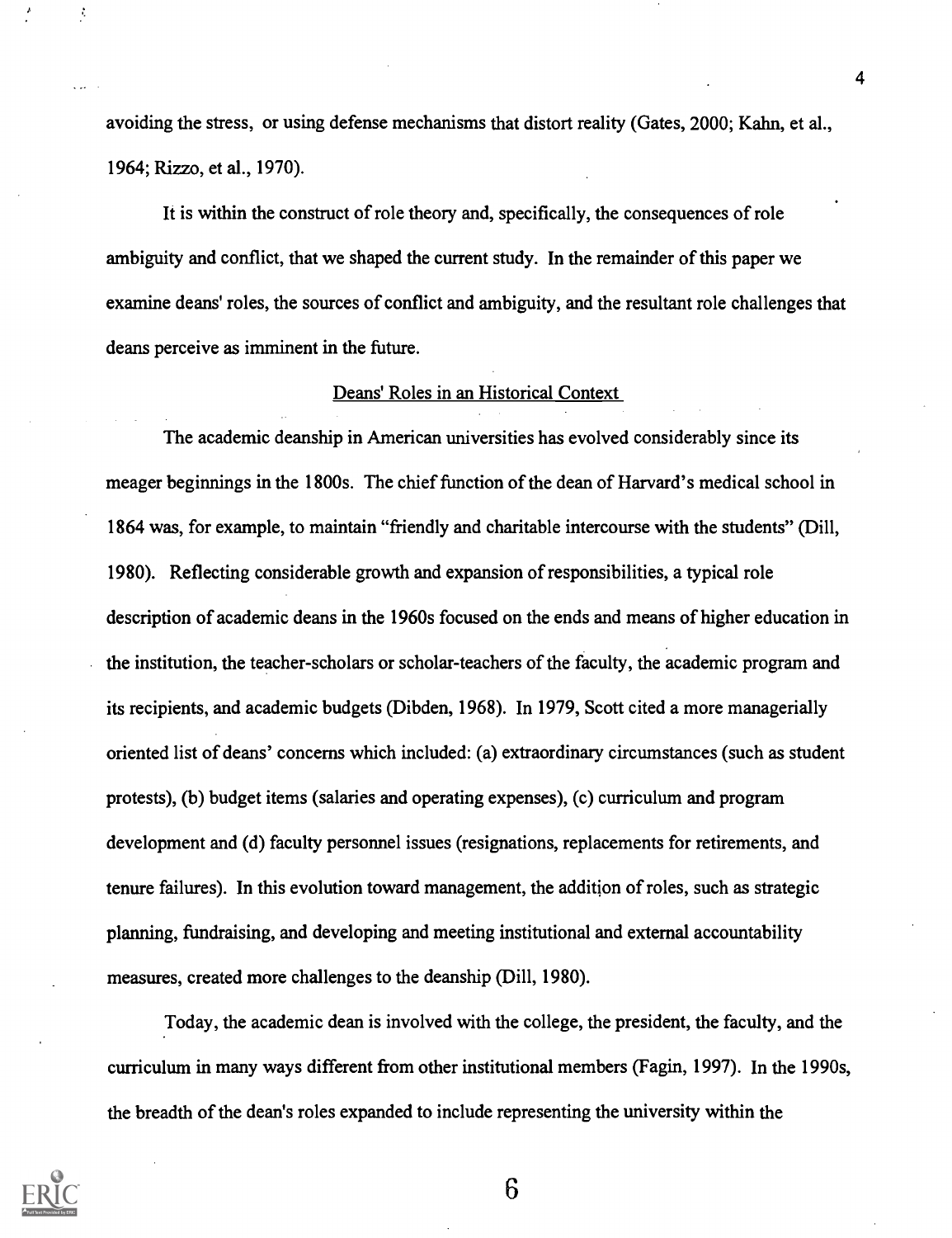avoiding the stress, or using defense mechanisms that distort reality (Gates, 2000; Kahn, et al., 1964; Rizzo, et al., 1970).

It is within the construct of role theory and, specifically, the consequences of role ambiguity and conflict, that we shaped the current study. In the remainder of this paper we examine deans' roles, the sources of conflict and ambiguity, and the resultant role challenges that deans perceive as imminent in the future.

## Deans' Roles in an Historical Context

The academic deanship in American universities has evolved considerably since its meager beginnings in the 1800s. The chief function of the dean of Harvard's medical school in 1864 was, for example, to maintain "friendly and charitable intercourse with the students" (Dill, 1980). Reflecting considerable growth and expansion of responsibilities, a typical role description of academic deans in the 1960s focused on the ends and means of higher education in the institution, the teacher-scholars or scholar-teachers of the faculty, the academic program and its recipients, and academic budgets (Dibden, 1968). In 1979, Scott cited a more managerially oriented list of deans' concerns which included: (a) extraordinary circumstances (such as student protests), (b) budget items (salaries and operating expenses), (c) curriculum and program development and (d) faculty personnel issues (resignations, replacements for retirements, and tenure failures). In this evolution toward management, the addition of roles, such as strategic planning, fundraising, and developing and meeting institutional and external accountability measures, created more challenges to the deanship (Dill, 1980).

Today, the academic dean is involved with the college, the president, the faculty, and the curriculum in many ways different from other institutional members (Fagin, 1997). In the 1990s, the breadth of the dean's roles expanded to include representing the university within the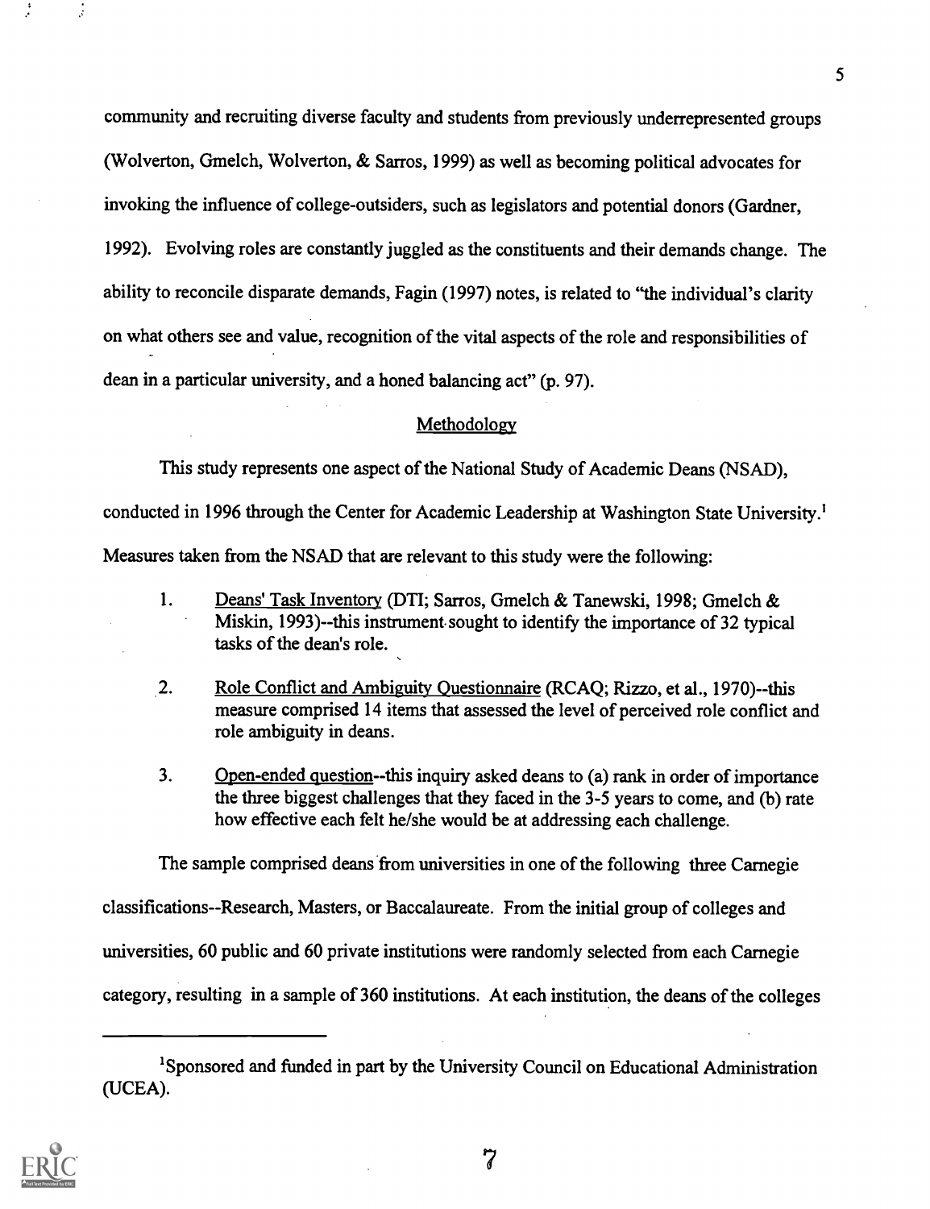community and recruiting diverse faculty and students from previously underrepresented groups (Wolverton, Gmelch, Wolverton, & Sarros, 1999) as well as becoming political advocates for invoking the influence of college-outsiders, such as legislators and potential donors (Gardner, 1992). Evolving roles are constantly juggled as the constituents and their demands change. The ability to reconcile disparate demands, Fagin (1997) notes, is related to "the individual's clarity on what others see and value, recognition of the vital aspects of the role and responsibilities of dean in a particular university, and a honed balancing act" (p. 97).

## Methodology

This study represents one aspect of the National Study of Academic Deans (NSAD), conducted in 1996 through the Center for Academic Leadership at Washington State University.[1] Measures taken from the NSAD that are relevant to this study were the following:

1. Deans' Task Inventory (DTI; Sarros, Gmelch & Tanewski, 1998; Gmelch & Miskin, 1993)--this instrument sought to identify the importance of 32 typical tasks of the dean's role.

2. Role Conflict and Ambiguity Questionnaire (RCAQ; Rizzo, et al., 1970)--this measure comprised 14 items that assessed the level of perceived role conflict and role ambiguity in deans.

3. Open-ended question--this inquiry asked deans to (a) rank in order of importance the three biggest challenges that they faced in the 3-5 years to come, and (b) rate how effective each felt he/she would be at addressing each challenge.

The sample comprised deans from universities in one of the following three Carnegie classifications--Research, Masters, or Baccalaureate. From the initial group of colleges and universities, 60 public and 60 private institutions were randomly selected from each Carnegie category, resulting in a sample of 360 institutions. At each institution, the deans of the colleges

[1] Sponsored and funded in part by the University Council on Educational Administration (UCEA).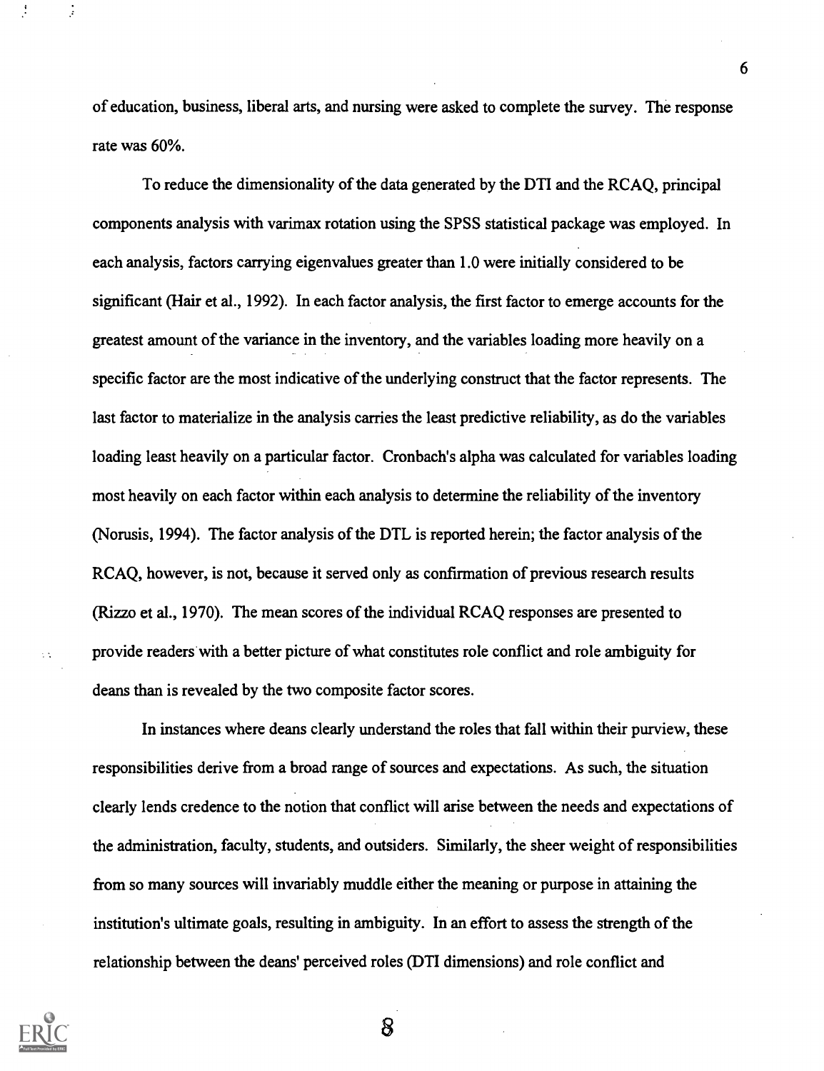of education, business, liberal arts, and nursing were asked to complete the survey. The response rate was 60%.

To reduce the dimensionality of the data generated by the DTI and the RCAQ, principal components analysis with varimax rotation using the SPSS statistical package was employed. In each analysis, factors carrying eigenvalues greater than 1.0 were initially considered to be significant (Hair et al., 1992). In each factor analysis, the first factor to emerge accounts for the greatest amount of the variance in the inventory, and the variables loading more heavily on a specific factor are the most indicative of the underlying construct that the factor represents. The last factor to materialize in the analysis carries the least predictive reliability, as do the variables loading least heavily on a particular factor. Cronbach's alpha was calculated for variables loading most heavily on each factor within each analysis to determine the reliability of the inventory (Norusis, 1994). The factor analysis of the DTL is reported herein; the factor analysis of the RCAQ, however, is not, because it served only as confirmation of previous research results (Rizzo et al., 1970). The mean scores of the individual RCAQ responses are presented to provide readers with a better picture of what constitutes role conflict and role ambiguity for deans than is revealed by the two composite factor scores.

In instances where deans clearly understand the roles that fall within their purview, these responsibilities derive from a broad range of sources and expectations. As such, the situation clearly lends credence to the notion that conflict will arise between the needs and expectations of the administration, faculty, students, and outsiders. Similarly, the sheer weight of responsibilities from so many sources will invariably muddle either the meaning or purpose in attaining the institution's ultimate goals, resulting in ambiguity. In an effort to assess the strength of the relationship between the deans' perceived roles (DTI dimensions) and role conflict and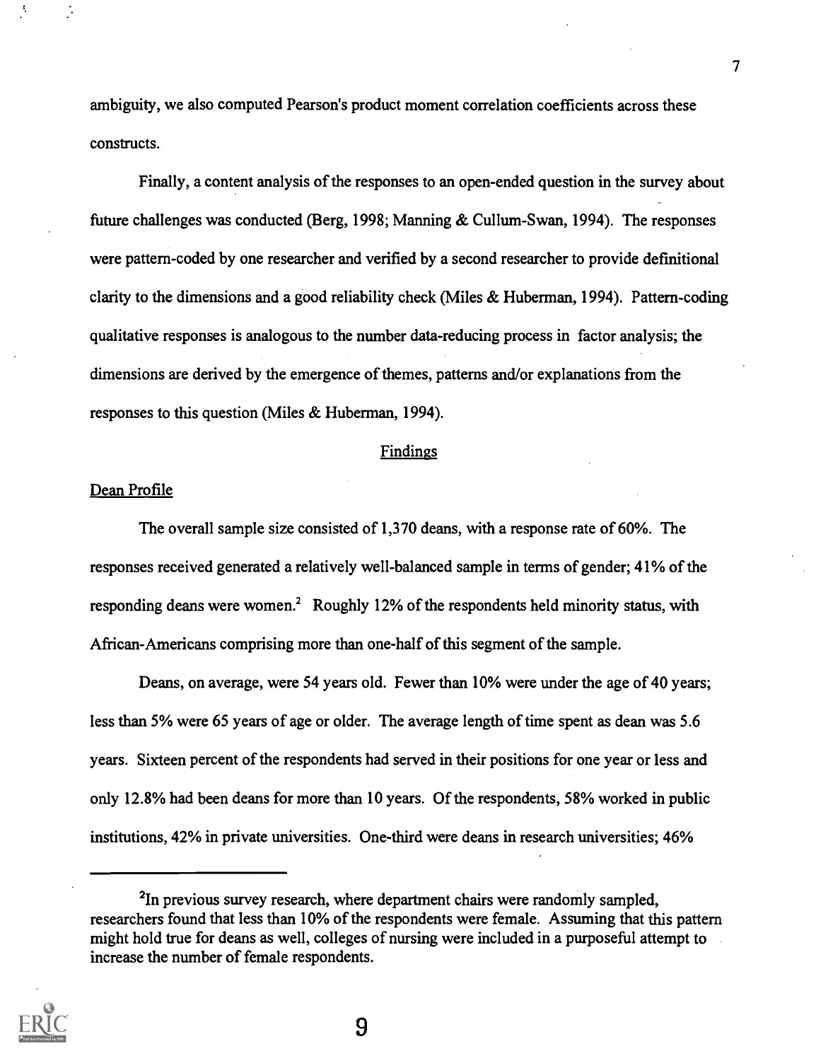ambiguity, we also computed Pearson's product moment correlation coefficients across these constructs.

Finally, a content analysis of the responses to an open-ended question in the survey about future challenges was conducted (Berg, 1998; Manning & Cullum-Swan, 1994). The responses were pattern-coded by one researcher and verified by a second researcher to provide definitional clarity to the dimensions and a good reliability check (Miles & Huberman, 1994). Pattern-coding qualitative responses is analogous to the number data-reducing process in factor analysis; the dimensions are derived by the emergence of themes, patterns and/or explanations from the responses to this question (Miles & Huberman, 1994).

## Findings

### Dean Profile

The overall sample size consisted of 1,370 deans, with a response rate of 60%. The responses received generated a relatively well-balanced sample in terms of gender; 41% of the responding deans were women.[2] Roughly 12% of the respondents held minority status, with African-Americans comprising more than one-half of this segment of the sample.

Deans, on average, were 54 years old. Fewer than 10% were under the age of 40 years; less than 5% were 65 years of age or older. The average length of time spent as dean was 5.6 years. Sixteen percent of the respondents had served in their positions for one year or less and only 12.8% had been deans for more than 10 years. Of the respondents, 58% worked in public institutions, 42% in private universities. One-third were deans in research universities; 46%

---

[2] In previous survey research, where department chairs were randomly sampled, researchers found that less than 10% of the respondents were female. Assuming that this pattern might hold true for deans as well, colleges of nursing were included in a purposeful attempt to increase the number of female respondents.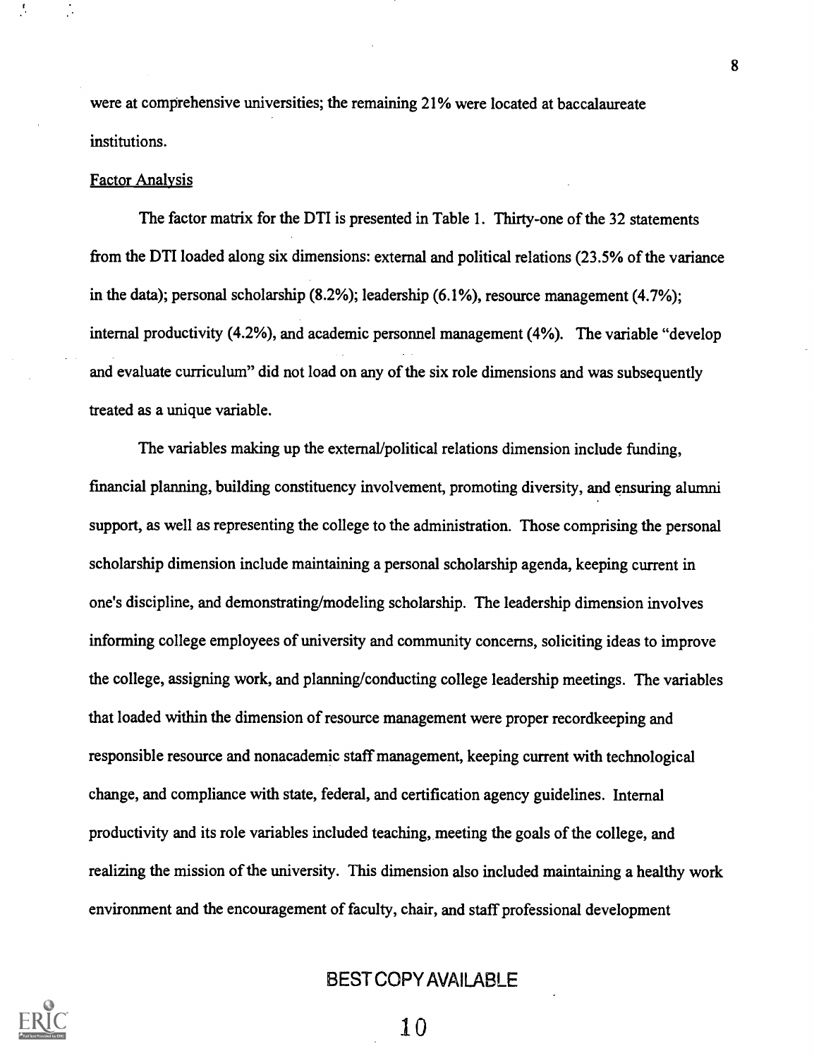were at comprehensive universities; the remaining 21% were located at baccalaureate institutions.

Factor Analysis

The factor matrix for the DTI is presented in Table 1. Thirty-one of the 32 statements from the DTI loaded along six dimensions: external and political relations (23.5% of the variance in the data); personal scholarship (8.2%); leadership (6.1%), resource management (4.7%); internal productivity (4.2%), and academic personnel management (4%). The variable "develop and evaluate curriculum" did not load on any of the six role dimensions and was subsequently treated as a unique variable.

The variables making up the external/political relations dimension include funding, financial planning, building constituency involvement, promoting diversity, and ensuring alumni support, as well as representing the college to the administration. Those comprising the personal scholarship dimension include maintaining a personal scholarship agenda, keeping current in one's discipline, and demonstrating/modeling scholarship. The leadership dimension involves informing college employees of university and community concerns, soliciting ideas to improve the college, assigning work, and planning/conducting college leadership meetings. The variables that loaded within the dimension of resource management were proper recordkeeping and responsible resource and nonacademic staff management, keeping current with technological change, and compliance with state, federal, and certification agency guidelines. Internal productivity and its role variables included teaching, meeting the goals of the college, and realizing the mission of the university. This dimension also included maintaining a healthy work environment and the encouragement of faculty, chair, and staff professional development

BEST COPY AVAILABLE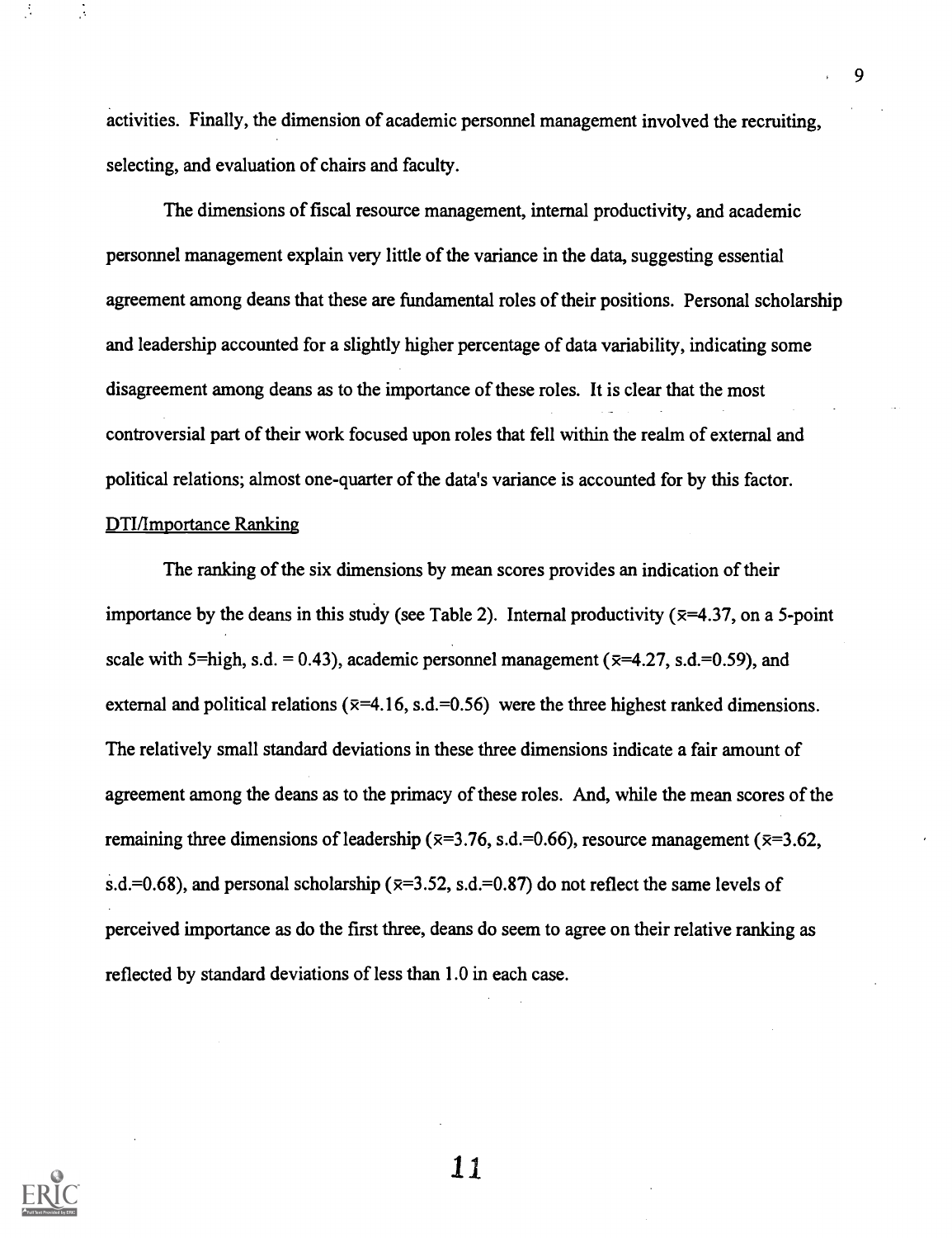activities. Finally, the dimension of academic personnel management involved the recruiting, selecting, and evaluation of chairs and faculty.

The dimensions of fiscal resource management, internal productivity, and academic personnel management explain very little of the variance in the data, suggesting essential agreement among deans that these are fundamental roles of their positions. Personal scholarship and leadership accounted for a slightly higher percentage of data variability, indicating some disagreement among deans as to the importance of these roles. It is clear that the most controversial part of their work focused upon roles that fell within the realm of external and political relations; almost one-quarter of the data's variance is accounted for by this factor.

<u>DTI/Importance Ranking</u>

The ranking of the six dimensions by mean scores provides an indication of their importance by the deans in this study (see Table 2). Internal productivity ($\bar{x}$=4.37, on a 5-point scale with 5=high, s.d. = 0.43), academic personnel management ($\bar{x}$=4.27, s.d.=0.59), and external and political relations ($\bar{x}$=4.16, s.d.=0.56) were the three highest ranked dimensions. The relatively small standard deviations in these three dimensions indicate a fair amount of agreement among the deans as to the primacy of these roles. And, while the mean scores of the remaining three dimensions of leadership ($\bar{x}$=3.76, s.d.=0.66), resource management ($\bar{x}$=3.62, s.d.=0.68), and personal scholarship ($\bar{x}$=3.52, s.d.=0.87) do not reflect the same levels of perceived importance as do the first three, deans do seem to agree on their relative ranking as reflected by standard deviations of less than 1.0 in each case.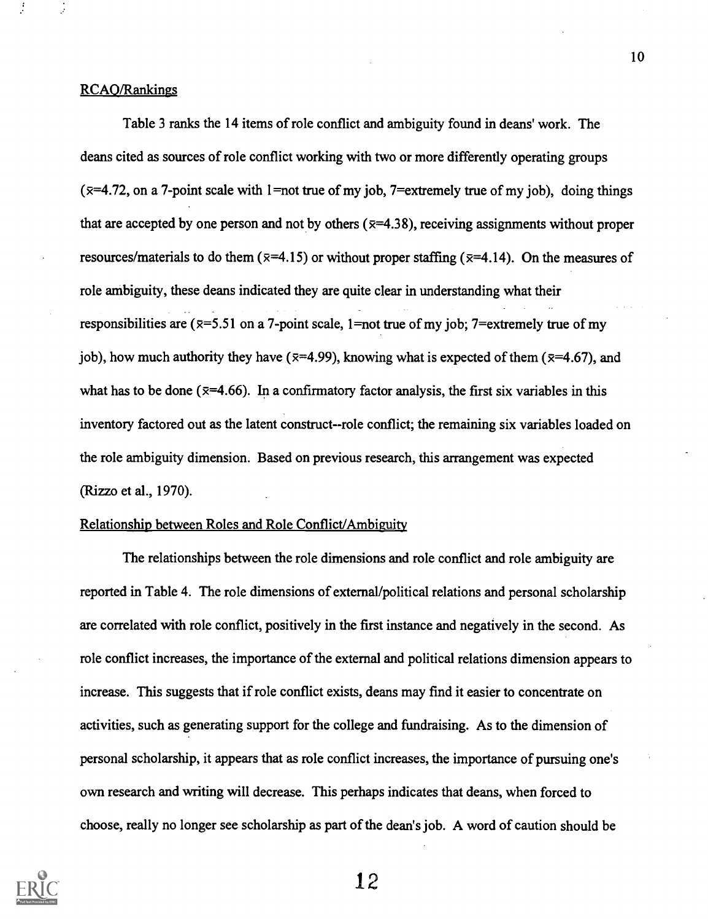RCAQ/Rankings

Table 3 ranks the 14 items of role conflict and ambiguity found in deans' work. The deans cited as sources of role conflict working with two or more differently operating groups ($\bar{x}$=4.72, on a 7-point scale with 1=not true of my job, 7=extremely true of my job), doing things that are accepted by one person and not by others ($\bar{x}$=4.38), receiving assignments without proper resources/materials to do them ($\bar{x}$=4.15) or without proper staffing ($\bar{x}$=4.14). On the measures of role ambiguity, these deans indicated they are quite clear in understanding what their responsibilities are ($\bar{x}$=5.51 on a 7-point scale, 1=not true of my job; 7=extremely true of my job), how much authority they have ($\bar{x}$=4.99), knowing what is expected of them ($\bar{x}$=4.67), and what has to be done ($\bar{x}$=4.66). In a confirmatory factor analysis, the first six variables in this inventory factored out as the latent construct--role conflict; the remaining six variables loaded on the role ambiguity dimension. Based on previous research, this arrangement was expected (Rizzo et al., 1970).

Relationship between Roles and Role Conflict/Ambiguity

The relationships between the role dimensions and role conflict and role ambiguity are reported in Table 4. The role dimensions of external/political relations and personal scholarship are correlated with role conflict, positively in the first instance and negatively in the second. As role conflict increases, the importance of the external and political relations dimension appears to increase. This suggests that if role conflict exists, deans may find it easier to concentrate on activities, such as generating support for the college and fundraising. As to the dimension of personal scholarship, it appears that as role conflict increases, the importance of pursuing one's own research and writing will decrease. This perhaps indicates that deans, when forced to choose, really no longer see scholarship as part of the dean's job. A word of caution should be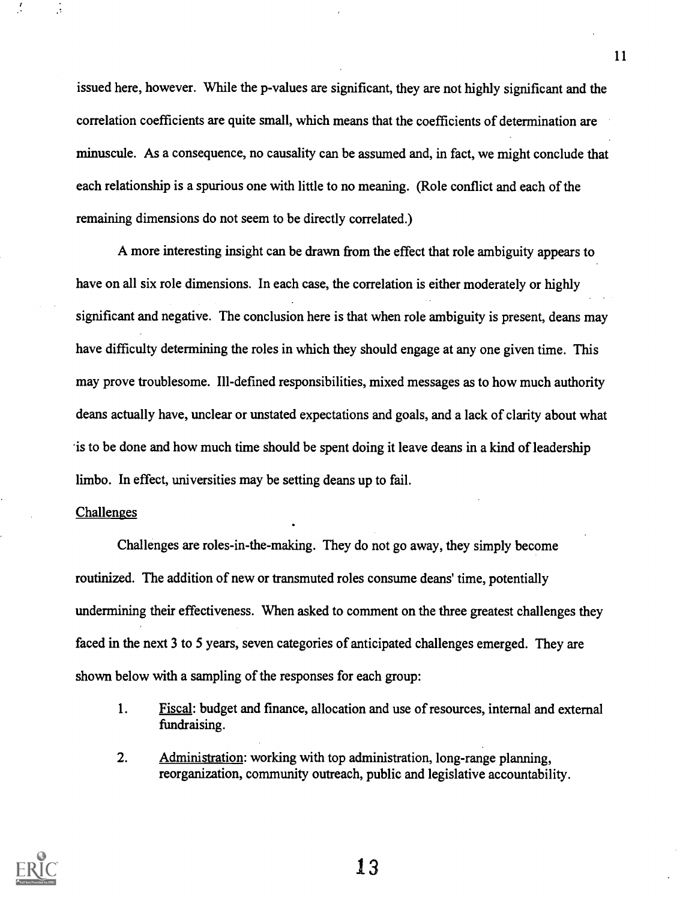issued here, however. While the p-values are significant, they are not highly significant and the correlation coefficients are quite small, which means that the coefficients of determination are minuscule. As a consequence, no causality can be assumed and, in fact, we might conclude that each relationship is a spurious one with little to no meaning. (Role conflict and each of the remaining dimensions do not seem to be directly correlated.)

A more interesting insight can be drawn from the effect that role ambiguity appears to have on all six role dimensions. In each case, the correlation is either moderately or highly significant and negative. The conclusion here is that when role ambiguity is present, deans may have difficulty determining the roles in which they should engage at any one given time. This may prove troublesome. Ill-defined responsibilities, mixed messages as to how much authority deans actually have, unclear or unstated expectations and goals, and a lack of clarity about what is to be done and how much time should be spent doing it leave deans in a kind of leadership limbo. In effect, universities may be setting deans up to fail.

## Challenges

Challenges are roles-in-the-making. They do not go away, they simply become routinized. The addition of new or transmuted roles consume deans' time, potentially undermining their effectiveness. When asked to comment on the three greatest challenges they faced in the next 3 to 5 years, seven categories of anticipated challenges emerged. They are shown below with a sampling of the responses for each group:

1. Fiscal: budget and finance, allocation and use of resources, internal and external fundraising.
2. Administration: working with top administration, long-range planning, reorganization, community outreach, public and legislative accountability.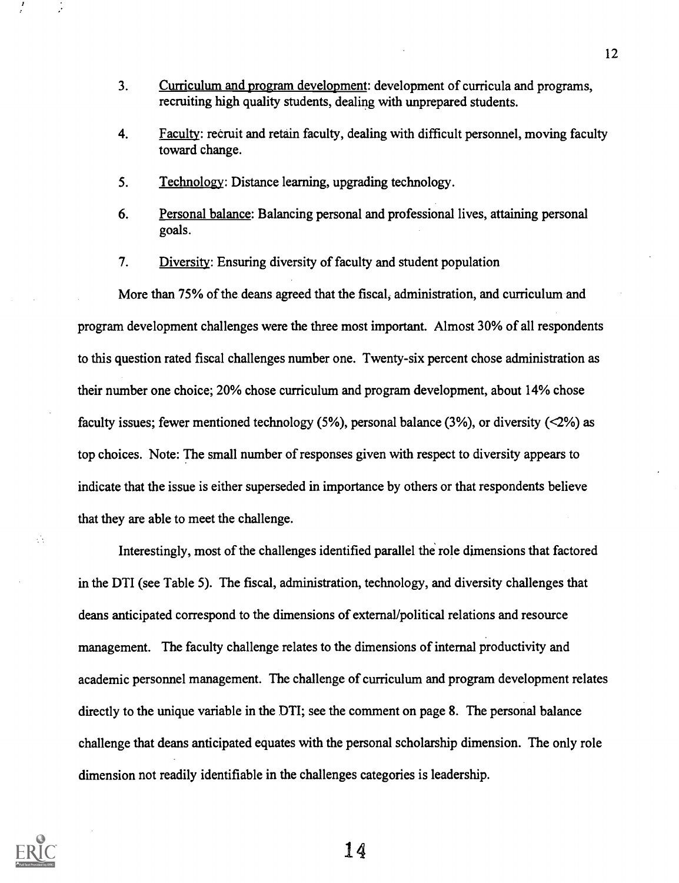3. Curriculum and program development: development of curricula and programs, recruiting high quality students, dealing with unprepared students.

4. Faculty: recruit and retain faculty, dealing with difficult personnel, moving faculty toward change.

5. Technology: Distance learning, upgrading technology.

6. Personal balance: Balancing personal and professional lives, attaining personal goals.

7. Diversity: Ensuring diversity of faculty and student population

More than 75% of the deans agreed that the fiscal, administration, and curriculum and program development challenges were the three most important. Almost 30% of all respondents to this question rated fiscal challenges number one. Twenty-six percent chose administration as their number one choice; 20% chose curriculum and program development, about 14% chose faculty issues; fewer mentioned technology (5%), personal balance (3%), or diversity (<2%) as top choices. Note: The small number of responses given with respect to diversity appears to indicate that the issue is either superseded in importance by others or that respondents believe that they are able to meet the challenge.

Interestingly, most of the challenges identified parallel the role dimensions that factored in the DTI (see Table 5). The fiscal, administration, technology, and diversity challenges that deans anticipated correspond to the dimensions of external/political relations and resource management. The faculty challenge relates to the dimensions of internal productivity and academic personnel management. The challenge of curriculum and program development relates directly to the unique variable in the DTI; see the comment on page 8. The personal balance challenge that deans anticipated equates with the personal scholarship dimension. The only role dimension not readily identifiable in the challenges categories is leadership.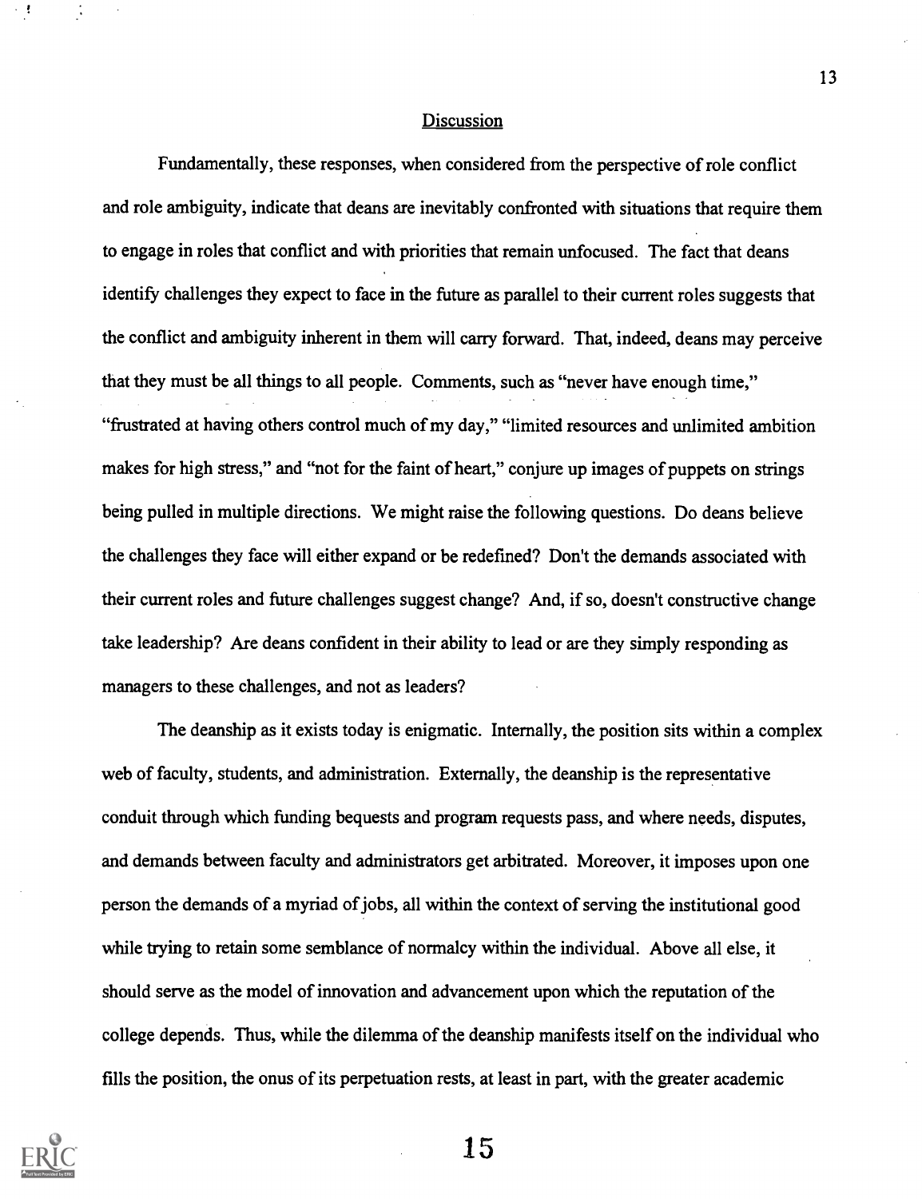## Discussion

Fundamentally, these responses, when considered from the perspective of role conflict and role ambiguity, indicate that deans are inevitably confronted with situations that require them to engage in roles that conflict and with priorities that remain unfocused. The fact that deans identify challenges they expect to face in the future as parallel to their current roles suggests that the conflict and ambiguity inherent in them will carry forward. That, indeed, deans may perceive that they must be all things to all people. Comments, such as "never have enough time," "frustrated at having others control much of my day," "limited resources and unlimited ambition makes for high stress," and "not for the faint of heart," conjure up images of puppets on strings being pulled in multiple directions. We might raise the following questions. Do deans believe the challenges they face will either expand or be redefined? Don't the demands associated with their current roles and future challenges suggest change? And, if so, doesn't constructive change take leadership? Are deans confident in their ability to lead or are they simply responding as managers to these challenges, and not as leaders?

The deanship as it exists today is enigmatic. Internally, the position sits within a complex web of faculty, students, and administration. Externally, the deanship is the representative conduit through which funding bequests and program requests pass, and where needs, disputes, and demands between faculty and administrators get arbitrated. Moreover, it imposes upon one person the demands of a myriad of jobs, all within the context of serving the institutional good while trying to retain some semblance of normalcy within the individual. Above all else, it should serve as the model of innovation and advancement upon which the reputation of the college depends. Thus, while the dilemma of the deanship manifests itself on the individual who fills the position, the onus of its perpetuation rests, at least in part, with the greater academic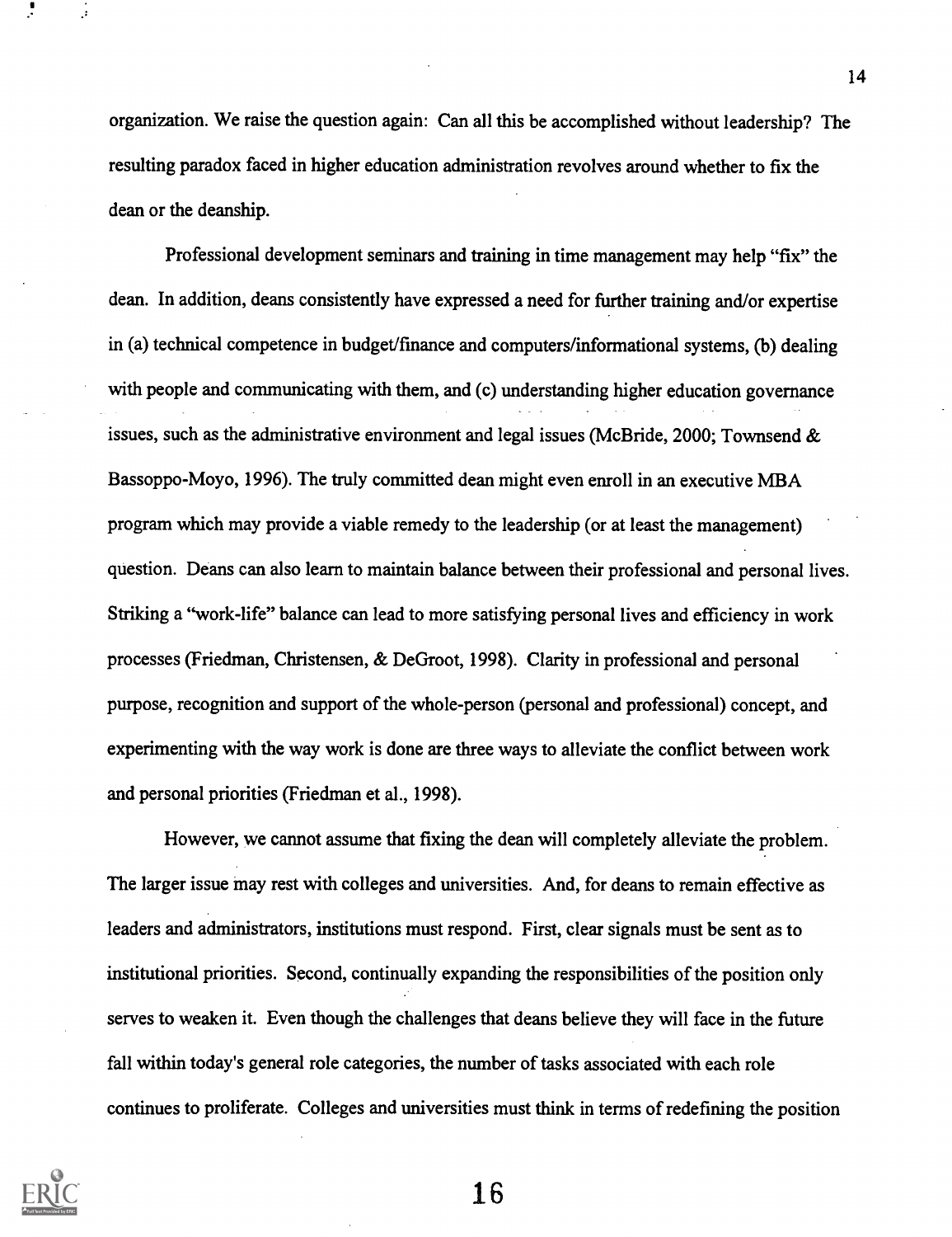organization. We raise the question again: Can all this be accomplished without leadership? The resulting paradox faced in higher education administration revolves around whether to fix the dean or the deanship.

Professional development seminars and training in time management may help "fix" the dean. In addition, deans consistently have expressed a need for further training and/or expertise in (a) technical competence in budget/finance and computers/informational systems, (b) dealing with people and communicating with them, and (c) understanding higher education governance issues, such as the administrative environment and legal issues (McBride, 2000; Townsend & Bassoppo-Moyo, 1996). The truly committed dean might even enroll in an executive MBA program which may provide a viable remedy to the leadership (or at least the management) question. Deans can also learn to maintain balance between their professional and personal lives. Striking a "work-life" balance can lead to more satisfying personal lives and efficiency in work processes (Friedman, Christensen, & DeGroot, 1998). Clarity in professional and personal purpose, recognition and support of the whole-person (personal and professional) concept, and experimenting with the way work is done are three ways to alleviate the conflict between work and personal priorities (Friedman et al., 1998).

However, we cannot assume that fixing the dean will completely alleviate the problem. The larger issue may rest with colleges and universities. And, for deans to remain effective as leaders and administrators, institutions must respond. First, clear signals must be sent as to institutional priorities. Second, continually expanding the responsibilities of the position only serves to weaken it. Even though the challenges that deans believe they will face in the future fall within today's general role categories, the number of tasks associated with each role continues to proliferate. Colleges and universities must think in terms of redefining the position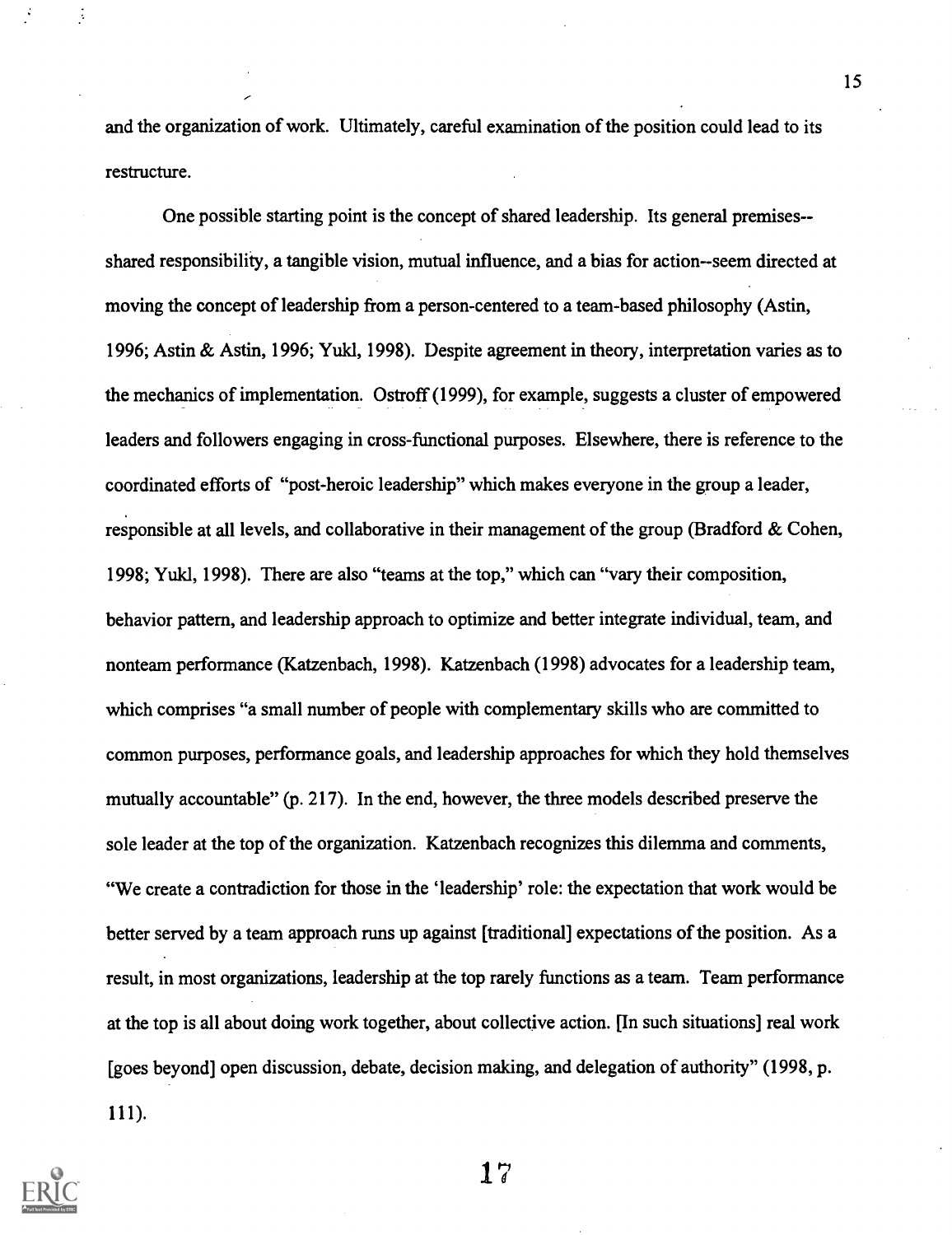and the organization of work. Ultimately, careful examination of the position could lead to its restructure.

One possible starting point is the concept of shared leadership. Its general premises--shared responsibility, a tangible vision, mutual influence, and a bias for action--seem directed at moving the concept of leadership from a person-centered to a team-based philosophy (Astin, 1996; Astin & Astin, 1996; Yukl, 1998). Despite agreement in theory, interpretation varies as to the mechanics of implementation. Ostroff (1999), for example, suggests a cluster of empowered leaders and followers engaging in cross-functional purposes. Elsewhere, there is reference to the coordinated efforts of "post-heroic leadership" which makes everyone in the group a leader, responsible at all levels, and collaborative in their management of the group (Bradford & Cohen, 1998; Yukl, 1998). There are also "teams at the top," which can "vary their composition, behavior pattern, and leadership approach to optimize and better integrate individual, team, and nonteam performance (Katzenbach, 1998). Katzenbach (1998) advocates for a leadership team, which comprises "a small number of people with complementary skills who are committed to common purposes, performance goals, and leadership approaches for which they hold themselves mutually accountable" (p. 217). In the end, however, the three models described preserve the sole leader at the top of the organization. Katzenbach recognizes this dilemma and comments, "We create a contradiction for those in the 'leadership' role: the expectation that work would be better served by a team approach runs up against [traditional] expectations of the position. As a result, in most organizations, leadership at the top rarely functions as a team. Team performance at the top is all about doing work together, about collective action. [In such situations] real work [goes beyond] open discussion, debate, decision making, and delegation of authority" (1998, p. 111).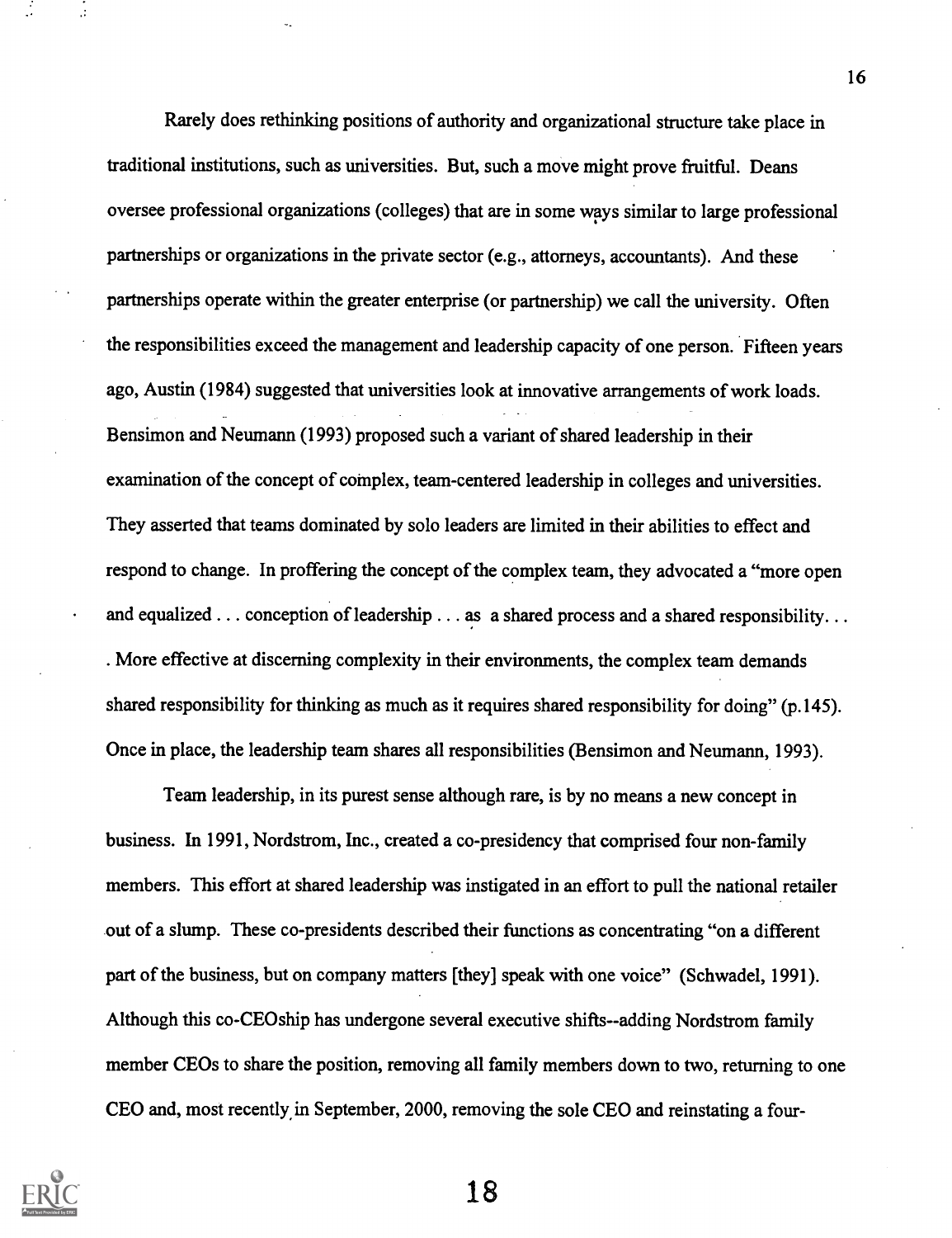Rarely does rethinking positions of authority and organizational structure take place in traditional institutions, such as universities. But, such a move might prove fruitful. Deans oversee professional organizations (colleges) that are in some ways similar to large professional partnerships or organizations in the private sector (e.g., attorneys, accountants). And these partnerships operate within the greater enterprise (or partnership) we call the university. Often the responsibilities exceed the management and leadership capacity of one person. Fifteen years ago, Austin (1984) suggested that universities look at innovative arrangements of work loads. Bensimon and Neumann (1993) proposed such a variant of shared leadership in their examination of the concept of complex, team-centered leadership in colleges and universities. They asserted that teams dominated by solo leaders are limited in their abilities to effect and respond to change. In proffering the concept of the complex team, they advocated a "more open and equalized . . . conception of leadership . . . as a shared process and a shared responsibility. . . . More effective at discerning complexity in their environments, the complex team demands shared responsibility for thinking as much as it requires shared responsibility for doing" (p.145). Once in place, the leadership team shares all responsibilities (Bensimon and Neumann, 1993).

Team leadership, in its purest sense although rare, is by no means a new concept in business. In 1991, Nordstrom, Inc., created a co-presidency that comprised four non-family members. This effort at shared leadership was instigated in an effort to pull the national retailer out of a slump. These co-presidents described their functions as concentrating "on a different part of the business, but on company matters [they] speak with one voice" (Schwadel, 1991). Although this co-CEOship has undergone several executive shifts--adding Nordstrom family member CEOs to share the position, removing all family members down to two, returning to one CEO and, most recently in September, 2000, removing the sole CEO and reinstating a four-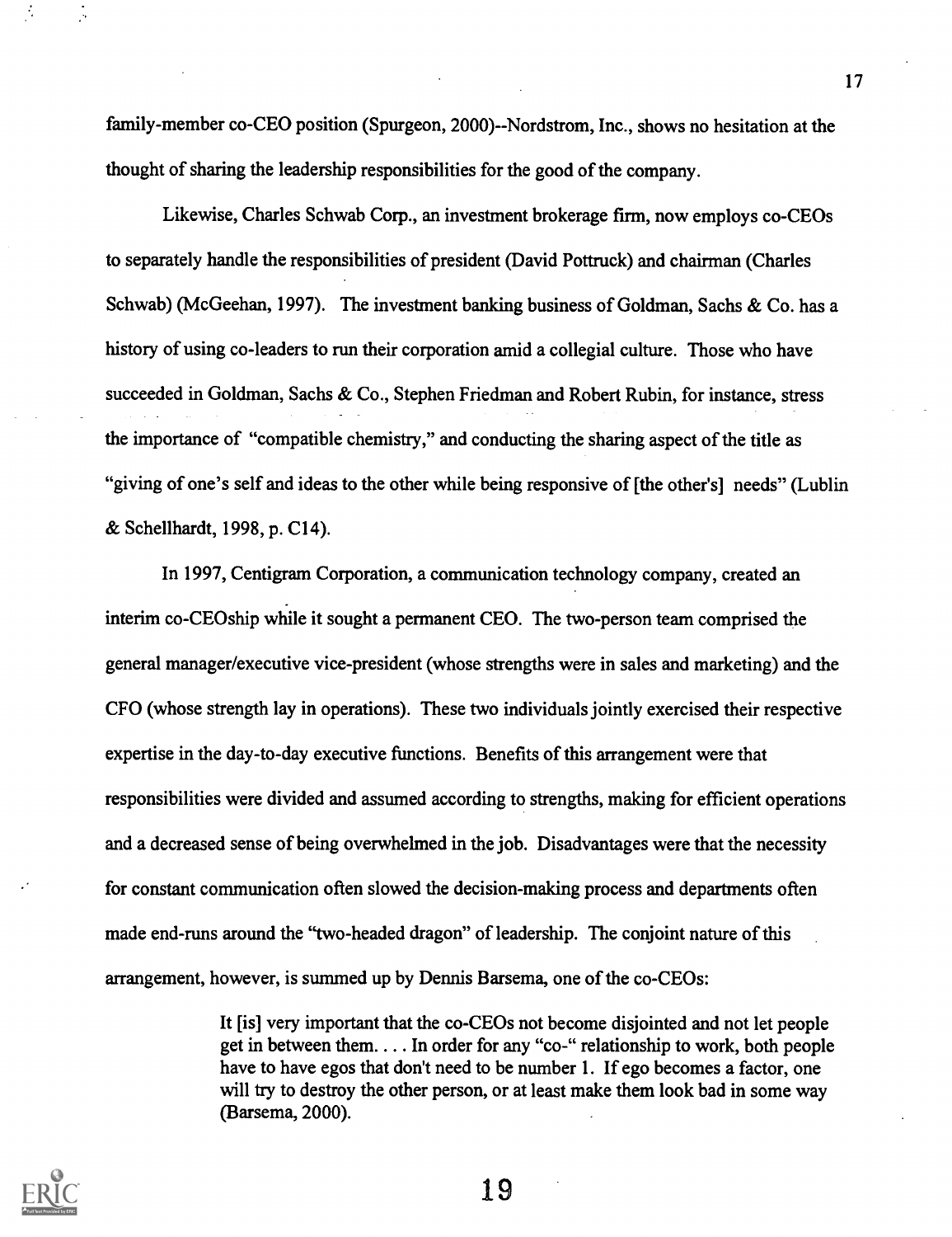family-member co-CEO position (Spurgeon, 2000)--Nordstrom, Inc., shows no hesitation at the thought of sharing the leadership responsibilities for the good of the company.

Likewise, Charles Schwab Corp., an investment brokerage firm, now employs co-CEOs to separately handle the responsibilities of president (David Pottruck) and chairman (Charles Schwab) (McGeehan, 1997). The investment banking business of Goldman, Sachs & Co. has a history of using co-leaders to run their corporation amid a collegial culture. Those who have succeeded in Goldman, Sachs & Co., Stephen Friedman and Robert Rubin, for instance, stress the importance of "compatible chemistry," and conducting the sharing aspect of the title as "giving of one's self and ideas to the other while being responsive of [the other's] needs" (Lublin & Schellhardt, 1998, p. C14).

In 1997, Centigram Corporation, a communication technology company, created an interim co-CEOship while it sought a permanent CEO. The two-person team comprised the general manager/executive vice-president (whose strengths were in sales and marketing) and the CFO (whose strength lay in operations). These two individuals jointly exercised their respective expertise in the day-to-day executive functions. Benefits of this arrangement were that responsibilities were divided and assumed according to strengths, making for efficient operations and a decreased sense of being overwhelmed in the job. Disadvantages were that the necessity for constant communication often slowed the decision-making process and departments often made end-runs around the "two-headed dragon" of leadership. The conjoint nature of this arrangement, however, is summed up by Dennis Barsema, one of the co-CEOs:

> It [is] very important that the co-CEOs not become disjointed and not let people get in between them. . . . In order for any "co-" relationship to work, both people have to have egos that don't need to be number 1. If ego becomes a factor, one will try to destroy the other person, or at least make them look bad in some way (Barsema, 2000).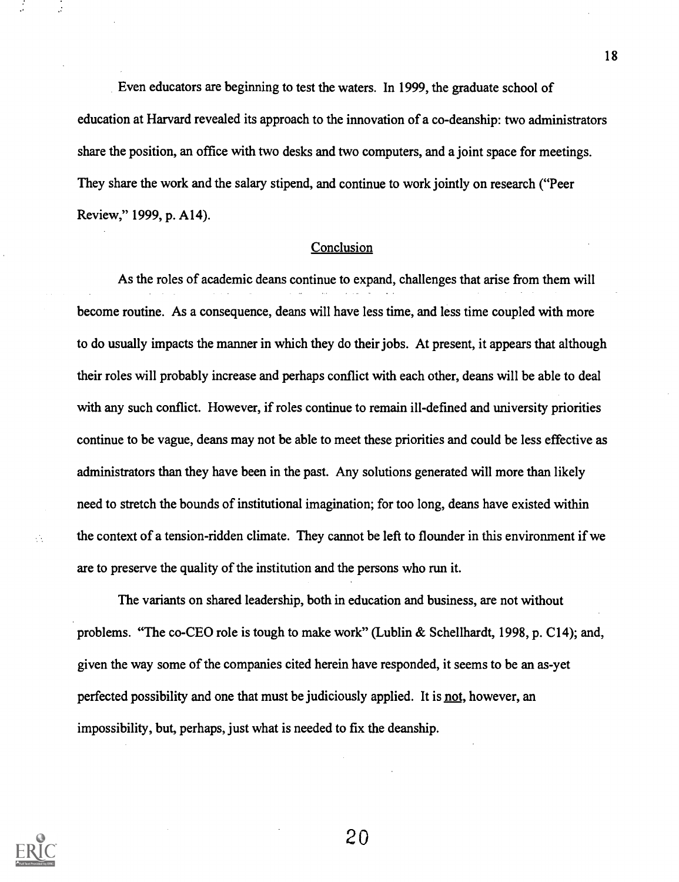Even educators are beginning to test the waters. In 1999, the graduate school of education at Harvard revealed its approach to the innovation of a co-deanship: two administrators share the position, an office with two desks and two computers, and a joint space for meetings. They share the work and the salary stipend, and continue to work jointly on research ("Peer Review," 1999, p. A14).

## Conclusion

As the roles of academic deans continue to expand, challenges that arise from them will become routine. As a consequence, deans will have less time, and less time coupled with more to do usually impacts the manner in which they do their jobs. At present, it appears that although their roles will probably increase and perhaps conflict with each other, deans will be able to deal with any such conflict. However, if roles continue to remain ill-defined and university priorities continue to be vague, deans may not be able to meet these priorities and could be less effective as administrators than they have been in the past. Any solutions generated will more than likely need to stretch the bounds of institutional imagination; for too long, deans have existed within the context of a tension-ridden climate. They cannot be left to flounder in this environment if we are to preserve the quality of the institution and the persons who run it.

The variants on shared leadership, both in education and business, are not without problems. "The co-CEO role is tough to make work" (Lublin & Schellhardt, 1998, p. C14); and, given the way some of the companies cited herein have responded, it seems to be an as-yet perfected possibility and one that must be judiciously applied. It is <u>not</u>, however, an impossibility, but, perhaps, just what is needed to fix the deanship.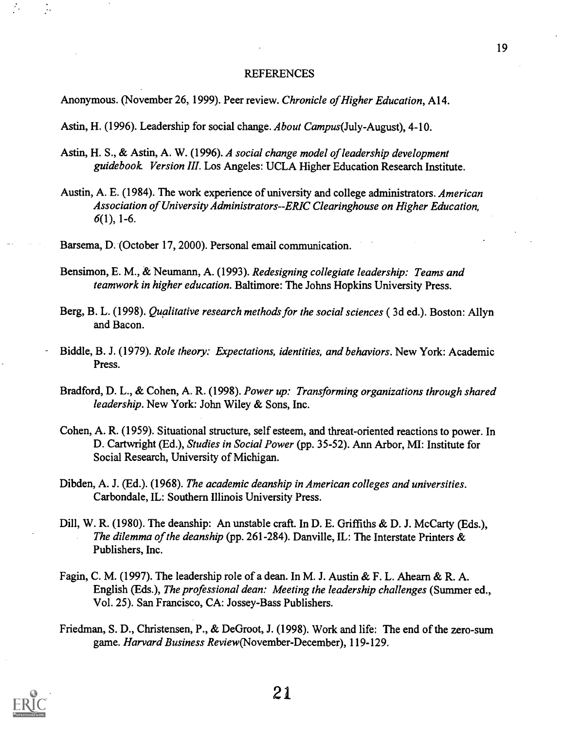# REFERENCES

Anonymous. (November 26, 1999). Peer review. *Chronicle of Higher Education*, A14.

Astin, H. (1996). Leadership for social change. *About Campus*(July-August), 4-10.

Astin, H. S., & Astin, A. W. (1996). *A social change model of leadership development guidebook. Version III*. Los Angeles: UCLA Higher Education Research Institute.

Austin, A. E. (1984). The work experience of university and college administrators. *American Association of University Administrators--ERIC Clearinghouse on Higher Education, 6*(1), 1-6.

Barsema, D. (October 17, 2000). Personal email communication.

Bensimon, E. M., & Neumann, A. (1993). *Redesigning collegiate leadership: Teams and teamwork in higher education*. Baltimore: The Johns Hopkins University Press.

Berg, B. L. (1998). *Qualitative research methods for the social sciences* ( 3d ed.). Boston: Allyn and Bacon.

Biddle, B. J. (1979). *Role theory: Expectations, identities, and behaviors*. New York: Academic Press.

Bradford, D. L., & Cohen, A. R. (1998). *Power up: Transforming organizations through shared leadership*. New York: John Wiley & Sons, Inc.

Cohen, A. R. (1959). Situational structure, self esteem, and threat-oriented reactions to power. In D. Cartwright (Ed.), *Studies in Social Power* (pp. 35-52). Ann Arbor, MI: Institute for Social Research, University of Michigan.

Dibden, A. J. (Ed.). (1968). *The academic deanship in American colleges and universities*. Carbondale, IL: Southern Illinois University Press.

Dill, W. R. (1980). The deanship: An unstable craft. In D. E. Griffiths & D. J. McCarty (Eds.), *The dilemma of the deanship* (pp. 261-284). Danville, IL: The Interstate Printers & Publishers, Inc.

Fagin, C. M. (1997). The leadership role of a dean. In M. J. Austin & F. L. Ahearn & R. A. English (Eds.), *The professional dean: Meeting the leadership challenges* (Summer ed., Vol. 25). San Francisco, CA: Jossey-Bass Publishers.

Friedman, S. D., Christensen, P., & DeGroot, J. (1998). Work and life: The end of the zero-sum game. *Harvard Business Review*(November-December), 119-129.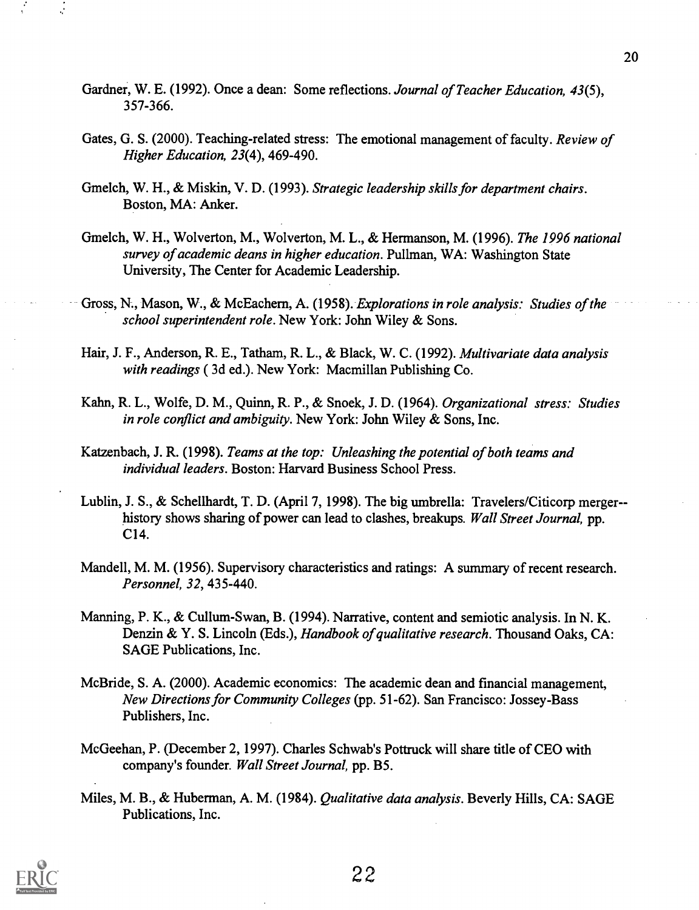Gardner, W. E. (1992). Once a dean: Some reflections. *Journal of Teacher Education, 43*(5), 357-366.

Gates, G. S. (2000). Teaching-related stress: The emotional management of faculty. *Review of Higher Education, 23*(4), 469-490.

Gmelch, W. H., & Miskin, V. D. (1993). *Strategic leadership skills for department chairs*. Boston, MA: Anker.

Gmelch, W. H., Wolverton, M., Wolverton, M. L., & Hermanson, M. (1996). *The 1996 national survey of academic deans in higher education*. Pullman, WA: Washington State University, The Center for Academic Leadership.

Gross, N., Mason, W., & McEachern, A. (1958). *Explorations in role analysis: Studies of the school superintendent role*. New York: John Wiley & Sons.

Hair, J. F., Anderson, R. E., Tatham, R. L., & Black, W. C. (1992). *Multivariate data analysis with readings* ( 3d ed.). New York: Macmillan Publishing Co.

Kahn, R. L., Wolfe, D. M., Quinn, R. P., & Snoek, J. D. (1964). *Organizational stress: Studies in role conflict and ambiguity*. New York: John Wiley & Sons, Inc.

Katzenbach, J. R. (1998). *Teams at the top: Unleashing the potential of both teams and individual leaders*. Boston: Harvard Business School Press.

Lublin, J. S., & Schellhardt, T. D. (April 7, 1998). The big umbrella: Travelers/Citicorp merger--history shows sharing of power can lead to clashes, breakups. *Wall Street Journal,* pp. C14.

Mandell, M. M. (1956). Supervisory characteristics and ratings: A summary of recent research. *Personnel, 32*, 435-440.

Manning, P. K., & Cullum-Swan, B. (1994). Narrative, content and semiotic analysis. In N. K. Denzin & Y. S. Lincoln (Eds.), *Handbook of qualitative research*. Thousand Oaks, CA: SAGE Publications, Inc.

McBride, S. A. (2000). Academic economics: The academic dean and financial management, *New Directions for Community Colleges* (pp. 51-62). San Francisco: Jossey-Bass Publishers, Inc.

McGeehan, P. (December 2, 1997). Charles Schwab's Pottruck will share title of CEO with company's founder. *Wall Street Journal,* pp. B5.

Miles, M. B., & Huberman, A. M. (1984). *Qualitative data analysis*. Beverly Hills, CA: SAGE Publications, Inc.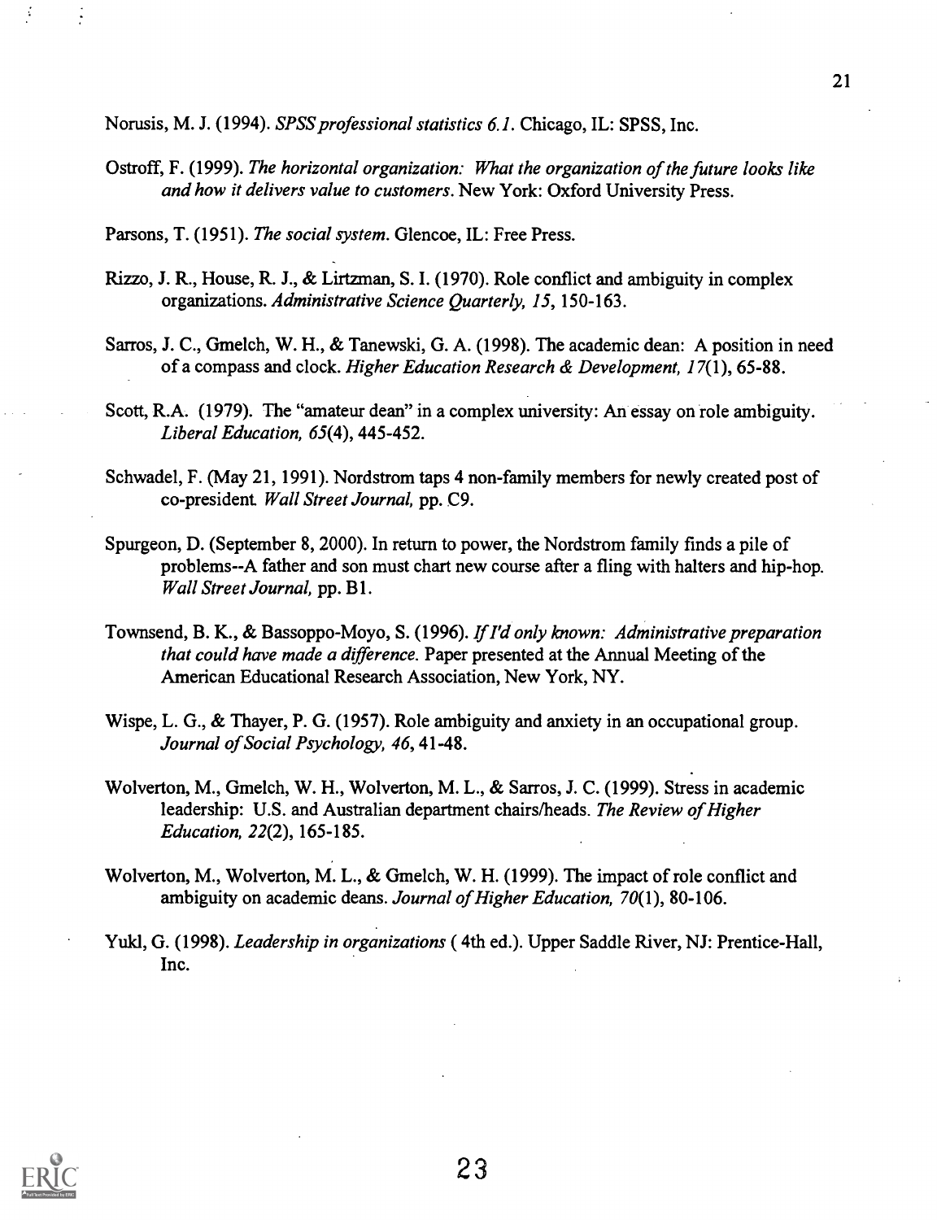Norusis, M. J. (1994). *SPSS professional statistics 6.1*. Chicago, IL: SPSS, Inc.

Ostroff, F. (1999). *The horizontal organization: What the organization of the future looks like and how it delivers value to customers*. New York: Oxford University Press.

Parsons, T. (1951). *The social system*. Glencoe, IL: Free Press.

Rizzo, J. R., House, R. J., & Lirtzman, S. I. (1970). Role conflict and ambiguity in complex organizations. *Administrative Science Quarterly, 15*, 150-163.

Sarros, J. C., Gmelch, W. H., & Tanewski, G. A. (1998). The academic dean: A position in need of a compass and clock. *Higher Education Research & Development, 17*(1), 65-88.

Scott, R.A. (1979). The "amateur dean" in a complex university: An essay on role ambiguity. *Liberal Education, 65*(4), 445-452.

Schwadel, F. (May 21, 1991). Nordstrom taps 4 non-family members for newly created post of co-president. *Wall Street Journal,* pp. C9.

Spurgeon, D. (September 8, 2000). In return to power, the Nordstrom family finds a pile of problems--A father and son must chart new course after a fling with halters and hip-hop. *Wall Street Journal,* pp. B1.

Townsend, B. K., & Bassoppo-Moyo, S. (1996). *If I'd only known: Administrative preparation that could have made a difference.* Paper presented at the Annual Meeting of the American Educational Research Association, New York, NY.

Wispe, L. G., & Thayer, P. G. (1957). Role ambiguity and anxiety in an occupational group. *Journal of Social Psychology, 46*, 41-48.

Wolverton, M., Gmelch, W. H., Wolverton, M. L., & Sarros, J. C. (1999). Stress in academic leadership: U.S. and Australian department chairs/heads. *The Review of Higher Education, 22*(2), 165-185.

Wolverton, M., Wolverton, M. L., & Gmelch, W. H. (1999). The impact of role conflict and ambiguity on academic deans. *Journal of Higher Education, 70*(1), 80-106.

Yukl, G. (1998). *Leadership in organizations* ( 4th ed.). Upper Saddle River, NJ: Prentice-Hall, Inc.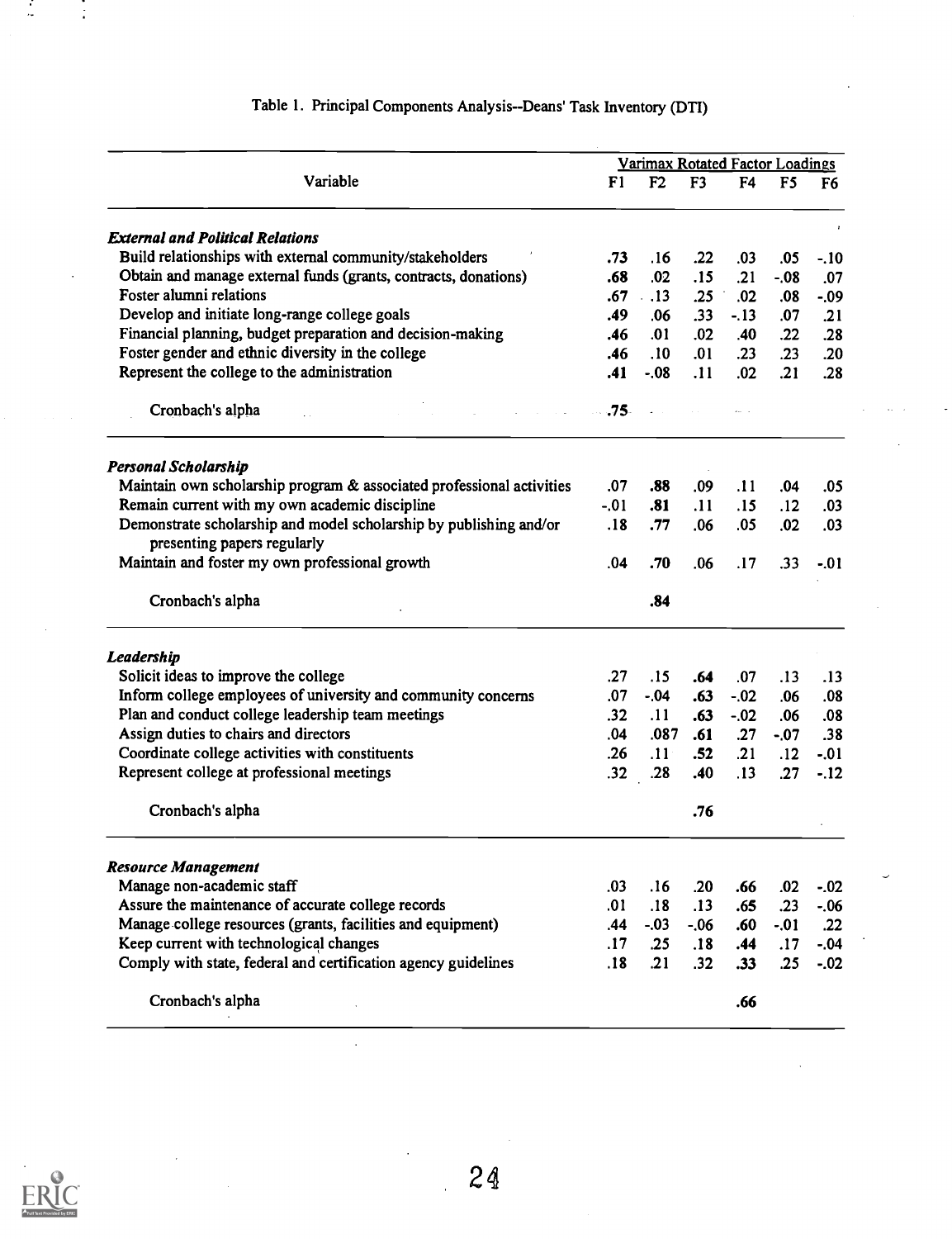Table 1. Principal Components Analysis--Deans' Task Inventory (DTI)

| Variable | F1 | F2 | F3 | F4 | F5 | F6 |
|---|---|---|---|---|---|---|
| | Varimax Rotated Factor Loadings | | | | | |
| ***External and Political Relations*** | | | | | | |
| Build relationships with external community/stakeholders | **.73** | .16 | .22 | .03 | .05 | -.10 |
| Obtain and manage external funds (grants, contracts, donations) | **.68** | .02 | .15 | .21 | -.08 | .07 |
| Foster alumni relations | **.67** | .13 | .25 | .02 | .08 | -.09 |
| Develop and initiate long-range college goals | **.49** | .06 | .33 | -.13 | .07 | .21 |
| Financial planning, budget preparation and decision-making | **.46** | .01 | .02 | .40 | .22 | .28 |
| Foster gender and ethnic diversity in the college | **.46** | .10 | .01 | .23 | .23 | .20 |
| Represent the college to the administration | **.41** | -.08 | .11 | .02 | .21 | .28 |
| Cronbach's alpha | **.75** | | | | | |
| ***Personal Scholarship*** | | | | | | |
| Maintain own scholarship program & associated professional activities | .07 | **.88** | .09 | .11 | .04 | .05 |
| Remain current with my own academic discipline | -.01 | **.81** | .11 | .15 | .12 | .03 |
| Demonstrate scholarship and model scholarship by publishing and/or presenting papers regularly | .18 | **.77** | .06 | .05 | .02 | .03 |
| Maintain and foster my own professional growth | .04 | **.70** | .06 | .17 | .33 | -.01 |
| Cronbach's alpha | | **.84** | | | | |
| ***Leadership*** | | | | | | |
| Solicit ideas to improve the college | .27 | .15 | **.64** | .07 | .13 | .13 |
| Inform college employees of university and community concerns | .07 | -.04 | **.63** | -.02 | .06 | .08 |
| Plan and conduct college leadership team meetings | .32 | .11 | **.63** | -.02 | .06 | .08 |
| Assign duties to chairs and directors | .04 | .087 | **.61** | .27 | -.07 | .38 |
| Coordinate college activities with constituents | .26 | .11 | **.52** | .21 | .12 | -.01 |
| Represent college at professional meetings | .32 | .28 | **.40** | .13 | .27 | -.12 |
| Cronbach's alpha | | | **.76** | | | |
| ***Resource Management*** | | | | | | |
| Manage non-academic staff | .03 | .16 | .20 | **.66** | .02 | -.02 |
| Assure the maintenance of accurate college records | .01 | .18 | .13 | **.65** | .23 | -.06 |
| Manage college resources (grants, facilities and equipment) | .44 | -.03 | -.06 | **.60** | -.01 | .22 |
| Keep current with technological changes | .17 | .25 | .18 | **.44** | .17 | -.04 |
| Comply with state, federal and certification agency guidelines | .18 | .21 | .32 | **.33** | .25 | -.02 |
| Cronbach's alpha | | | | **.66** | | |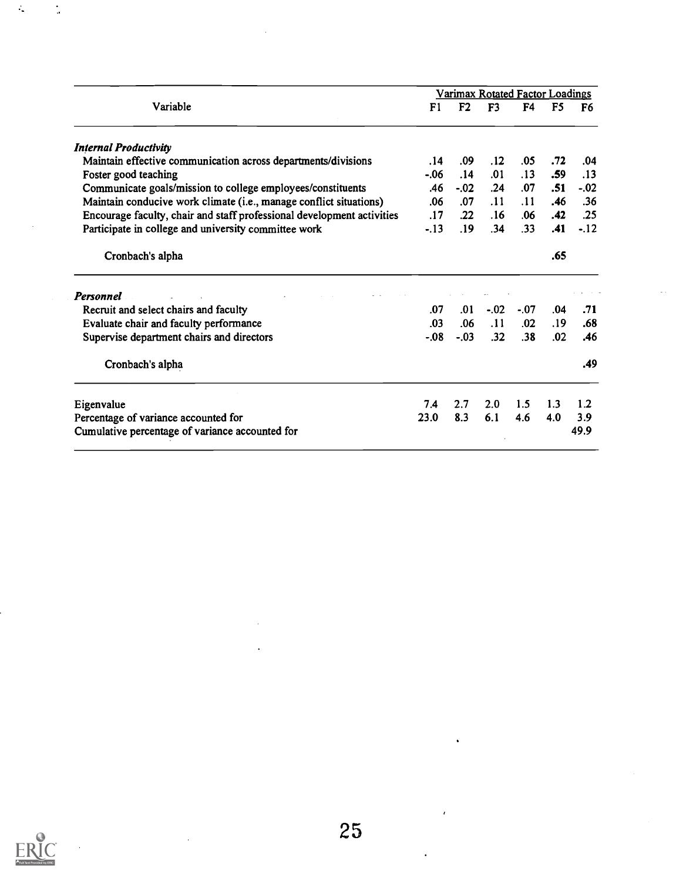| Variable | Varimax Rotated Factor Loadings | | | | | |
|---|---|---|---|---|---|---|
| | F1 | F2 | F3 | F4 | F5 | F6 |
| ***Internal Productivity*** | | | | | | |
| Maintain effective communication across departments/divisions | .14 | .09 | .12 | .05 | **.72** | .04 |
| Foster good teaching | -.06 | .14 | .01 | .13 | **.59** | .13 |
| Communicate goals/mission to college employees/constituents | .46 | -.02 | .24 | .07 | **.51** | -.02 |
| Maintain conducive work climate (i.e., manage conflict situations) | .06 | .07 | .11 | .11 | **.46** | .36 |
| Encourage faculty, chair and staff professional development activities | .17 | .22 | .16 | .06 | **.42** | .25 |
| Participate in college and university committee work | -.13 | .19 | .34 | .33 | **.41** | -.12 |
| Cronbach's alpha | | | | | **.65** | |
| ***Personnel*** | | | | | | |
| Recruit and select chairs and faculty | .07 | .01 | -.02 | -.07 | .04 | **.71** |
| Evaluate chair and faculty performance | .03 | .06 | .11 | .02 | .19 | **.68** |
| Supervise department chairs and directors | -.08 | -.03 | .32 | .38 | .02 | **.46** |
| Cronbach's alpha | | | | | | **.49** |
| Eigenvalue | 7.4 | 2.7 | 2.0 | 1.5 | 1.3 | 1.2 |
| Percentage of variance accounted for | 23.0 | 8.3 | 6.1 | 4.6 | 4.0 | 3.9 |
| Cumulative percentage of variance accounted for | | | | | | 49.9 |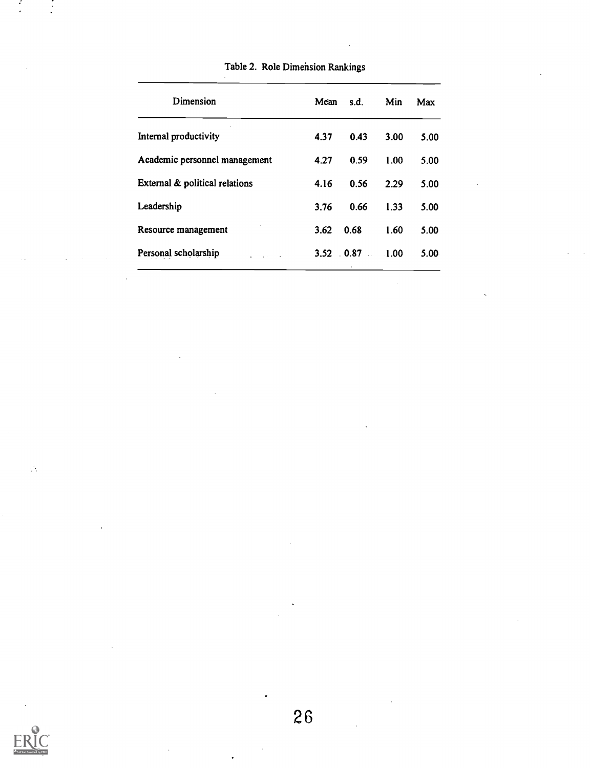Table 2. Role Dimension Rankings

| Dimension | Mean | s.d. | Min | Max |
|---|---|---|---|---|
| Internal productivity | 4.37 | 0.43 | 3.00 | 5.00 |
| Academic personnel management | 4.27 | 0.59 | 1.00 | 5.00 |
| External & political relations | 4.16 | 0.56 | 2.29 | 5.00 |
| Leadership | 3.76 | 0.66 | 1.33 | 5.00 |
| Resource management | 3.62 | 0.68 | 1.60 | 5.00 |
| Personal scholarship | 3.52 | 0.87 | 1.00 | 5.00 |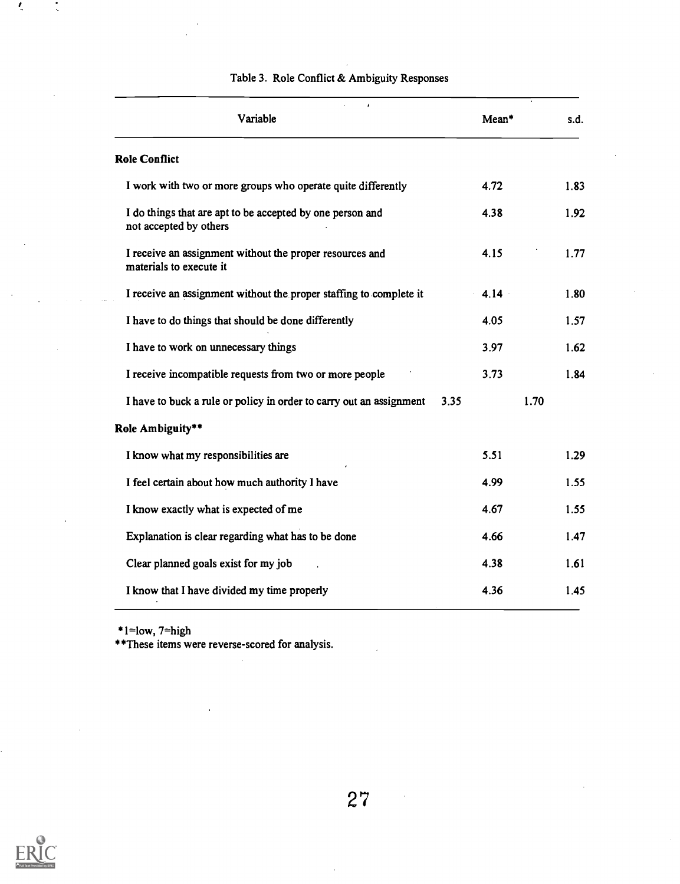Table 3. Role Conflict & Ambiguity Responses

| Variable | Mean* | s.d. |
|---|---|---|
| **Role Conflict** | | |
| I work with two or more groups who operate quite differently | 4.72 | 1.83 |
| I do things that are apt to be accepted by one person and not accepted by others | 4.38 | 1.92 |
| I receive an assignment without the proper resources and materials to execute it | 4.15 | 1.77 |
| I receive an assignment without the proper staffing to complete it | 4.14 | 1.80 |
| I have to do things that should be done differently | 4.05 | 1.57 |
| I have to work on unnecessary things | 3.97 | 1.62 |
| I receive incompatible requests from two or more people | 3.73 | 1.84 |
| I have to buck a rule or policy in order to carry out an assignment | 3.35 | 1.70 |
| **Role Ambiguity**** | | |
| I know what my responsibilities are | 5.51 | 1.29 |
| I feel certain about how much authority I have | 4.99 | 1.55 |
| I know exactly what is expected of me | 4.67 | 1.55 |
| Explanation is clear regarding what has to be done | 4.66 | 1.47 |
| Clear planned goals exist for my job | 4.38 | 1.61 |
| I know that I have divided my time properly | 4.36 | 1.45 |

*1=low, 7=high
**These items were reverse-scored for analysis.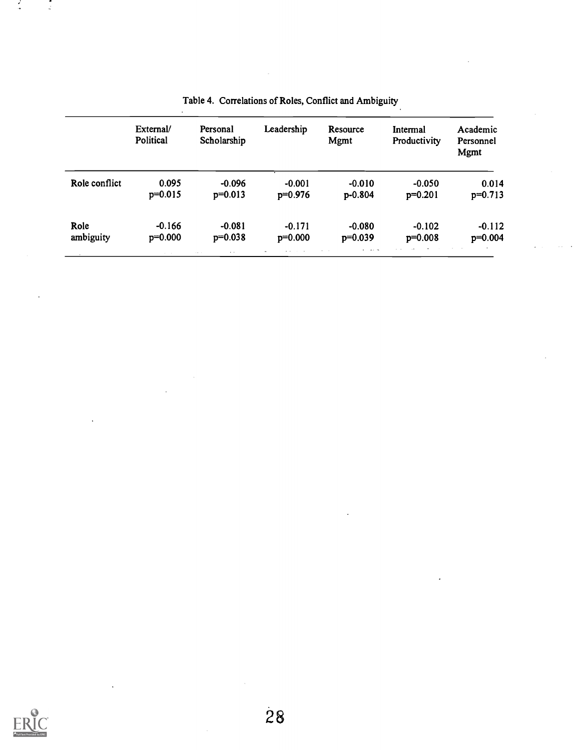Table 4. Correlations of Roles, Conflict and Ambiguity

| | External/ Political | Personal Scholarship | Leadership | Resource Mgmt | Internal Productivity | Academic Personnel Mgmt |
|---|---|---|---|---|---|---|
| Role conflict | 0.095<br>p=0.015 | -0.096<br>p=0.013 | -0.001<br>p=0.976 | -0.010<br>p-0.804 | -0.050<br>p=0.201 | 0.014<br>p=0.713 |
| Role ambiguity | -0.166<br>p=0.000 | -0.081<br>p=0.038 | -0.171<br>p=0.000 | -0.080<br>p=0.039 | -0.102<br>p=0.008 | -0.112<br>p=0.004 |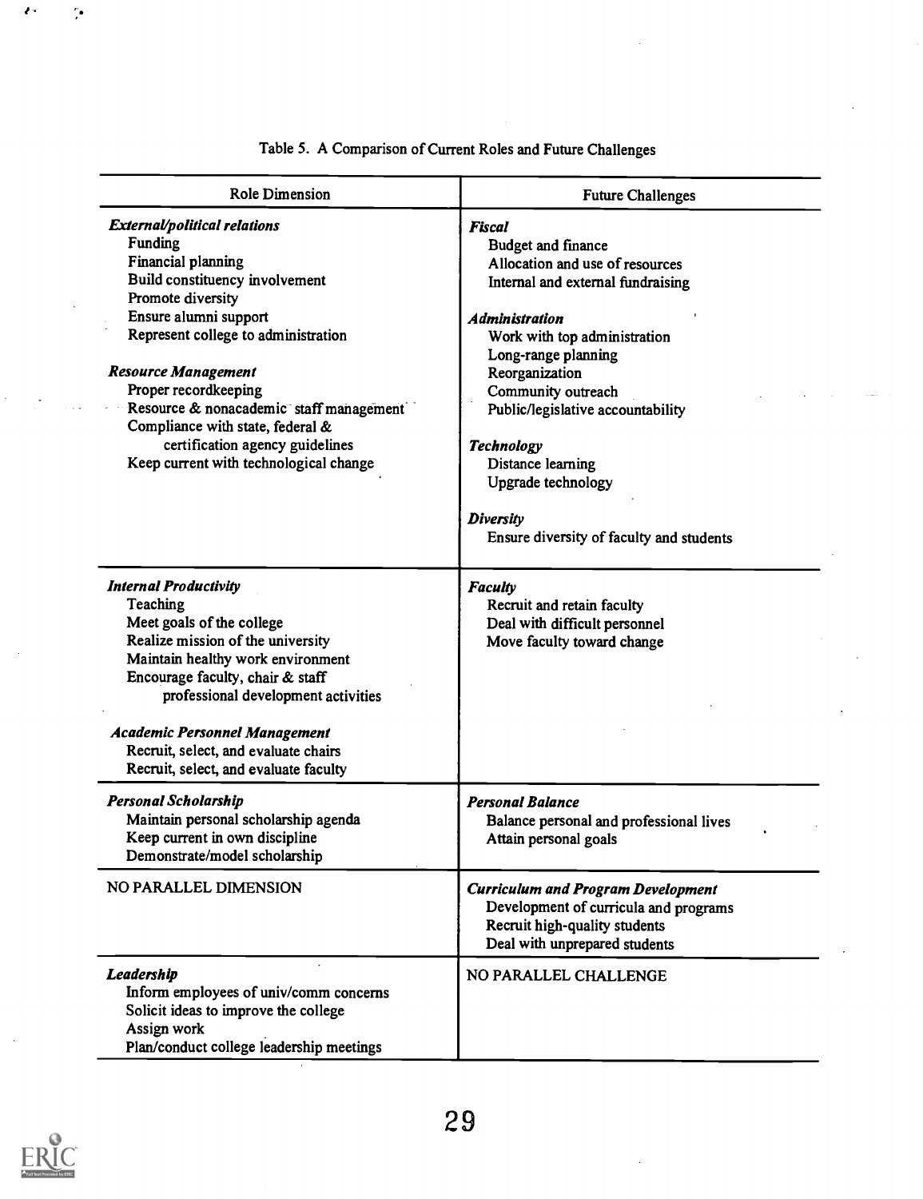Table 5. A Comparison of Current Roles and Future Challenges

| Role Dimension | Future Challenges |
|---|---|
| ***External/political relations***<br>Funding<br>Financial planning<br>Build constituency involvement<br>Promote diversity<br>Ensure alumni support<br>Represent college to administration<br><br>***Resource Management***<br>Proper recordkeeping<br>Resource & nonacademic staff management<br>Compliance with state, federal & certification agency guidelines<br>Keep current with technological change | ***Fiscal***<br>Budget and finance<br>Allocation and use of resources<br>Internal and external fundraising<br><br>***Administration***<br>Work with top administration<br>Long-range planning<br>Reorganization<br>Community outreach<br>Public/legislative accountability<br><br>***Technology***<br>Distance learning<br>Upgrade technology<br><br>***Diversity***<br>Ensure diversity of faculty and students |
| ***Internal Productivity***<br>Teaching<br>Meet goals of the college<br>Realize mission of the university<br>Maintain healthy work environment<br>Encourage faculty, chair & staff professional development activities<br><br>***Academic Personnel Management***<br>Recruit, select, and evaluate chairs<br>Recruit, select, and evaluate faculty | ***Faculty***<br>Recruit and retain faculty<br>Deal with difficult personnel<br>Move faculty toward change |
| ***Personal Scholarship***<br>Maintain personal scholarship agenda<br>Keep current in own discipline<br>Demonstrate/model scholarship | ***Personal Balance***<br>Balance personal and professional lives<br>Attain personal goals |
| NO PARALLEL DIMENSION | ***Curriculum and Program Development***<br>Development of curricula and programs<br>Recruit high-quality students<br>Deal with unprepared students |
| ***Leadership***<br>Inform employees of univ/comm concerns<br>Solicit ideas to improve the college<br>Assign work<br>Plan/conduct college leadership meetings | NO PARALLEL CHALLENGE |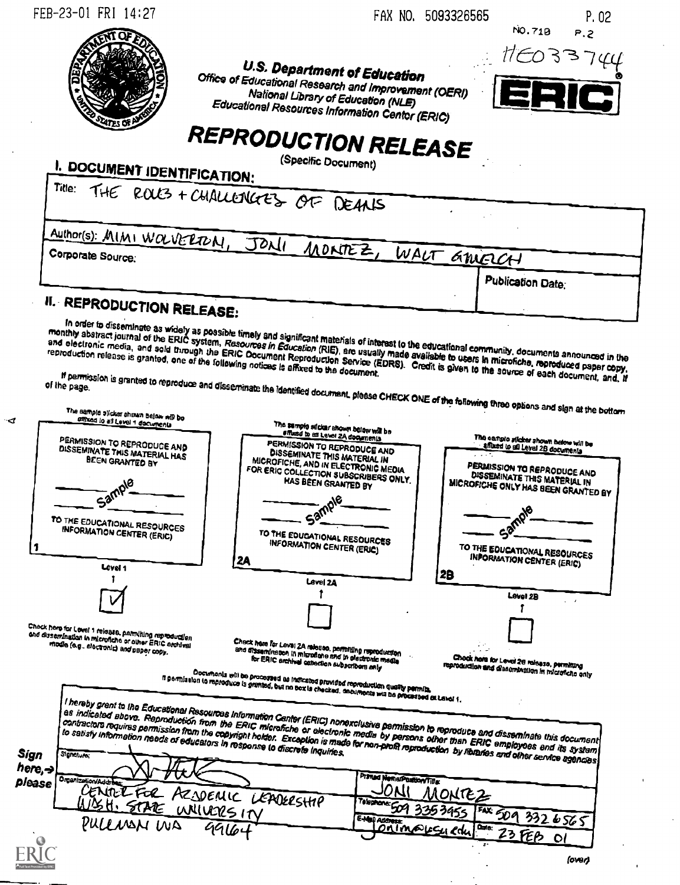HE033744

**U.S. Department of Education**
Office of Educational Research and Improvement (OERI)
National Library of Education (NLE)
Educational Resources Information Center (ERIC)

# REPRODUCTION RELEASE

(Specific Document)

## I. DOCUMENT IDENTIFICATION:

Title: THE ROLES + CHALLENGES OF DEANS

Author(s): MIMI WOLVERTON, JONI MONTEZ, WALT GMELCH

Corporate Source:

Publication Date:

## II. REPRODUCTION RELEASE:

In order to disseminate as widely as possible timely and significant materials of interest to the educational community, documents announced in the monthly abstract journal of the ERIC system, *Resources in Education* (RIE), are usually made available to users in microfiche, reproduced paper copy, and electronic media, and sold through the ERIC Document Reproduction Service (EDRS). Credit is given to the source of each document, and, if reproduction release is granted, one of the following notices is affixed to the document.

If permission is granted to reproduce and disseminate the identified document, please CHECK ONE of the following three options and sign at the bottom of the page.

| The sample sticker shown below will be affixed to all Level 1 documents | The sample sticker shown below will be affixed to all Level 2A documents | The sample sticker shown below will be affixed to all Level 2B documents |
|---|---|---|
| PERMISSION TO REPRODUCE AND DISSEMINATE THIS MATERIAL HAS BEEN GRANTED BY — Sample — TO THE EDUCATIONAL RESOURCES INFORMATION CENTER (ERIC) | PERMISSION TO REPRODUCE AND DISSEMINATE THIS MATERIAL IN MICROFICHE, AND IN ELECTRONIC MEDIA FOR ERIC COLLECTION SUBSCRIBERS ONLY, HAS BEEN GRANTED BY — Sample — TO THE EDUCATIONAL RESOURCES INFORMATION CENTER (ERIC) | PERMISSION TO REPRODUCE AND DISSEMINATE THIS MATERIAL IN MICROFICHE ONLY HAS BEEN GRANTED BY — Sample — TO THE EDUCATIONAL RESOURCES INFORMATION CENTER (ERIC) |
| 1 | 2A | 2B |
| Level 1 | Level 2A | Level 2B |
| ☑ | ☐ | ☐ |
| Check here for Level 1 release, permitting reproduction and dissemination in microfiche or other ERIC archival media (e.g., electronic) and paper copy. | Check here for Level 2A release, permitting reproduction and dissemination in microfiche and in electronic media for ERIC archival collection subscribers only | Check here for Level 2B release, permitting reproduction and dissemination in microfiche only |

Documents will be processed as indicated provided reproduction quality permits.
If permission to reproduce is granted, but no box is checked, documents will be processed at Level 1.

*I hereby grant to the Educational Resources Information Center (ERIC) nonexclusive permission to reproduce and disseminate this document as indicated above. Reproduction from the ERIC microfiche or electronic media by persons other than ERIC employees and its system contractors requires permission from the copyright holder. Exception is made for non-profit reproduction by libraries and other service agencies to satisfy information needs of educators in response to discrete inquiries.*

**Sign here, → please**

Signature: [signature]

Printed Name/Position/Title: JONI MONTEZ

Organization/Address: CENTER FOR ACADEMIC LEADERSHIP, WASH. STATE UNIVERSITY, PULLMAN WA 99164

Telephone: 509 335 3455 | FAX: 509 332 6565

E-Mail Address: jonim@wsu.edu | Date: 23 FEB 01

(over)